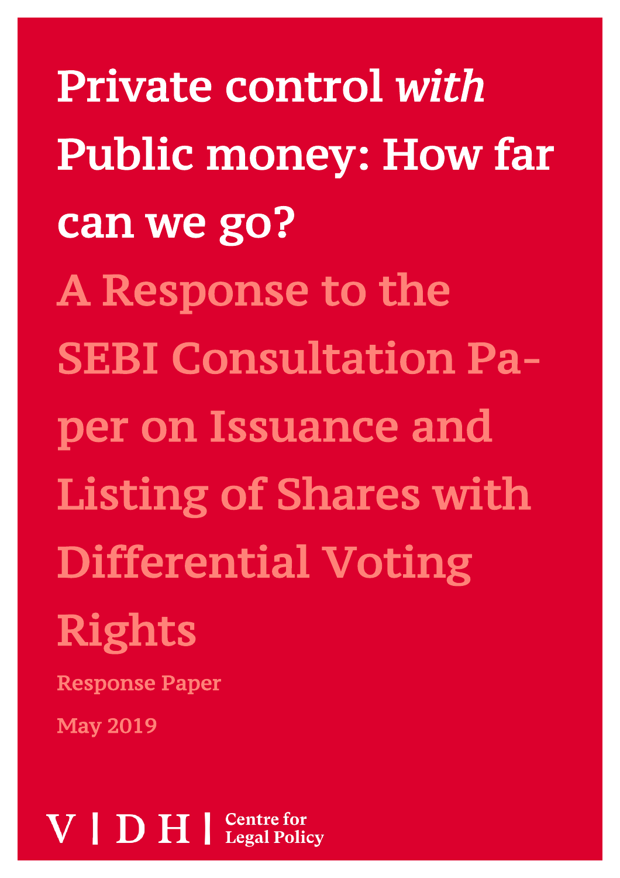# Private control *with* Public money: How far can we go?

## A Response to the SEBI Consultation Paper on Issuance and Listing of Shares with Differential Voting Rights

Response Paper

May 2019

V | D H | Centre for Legal Policy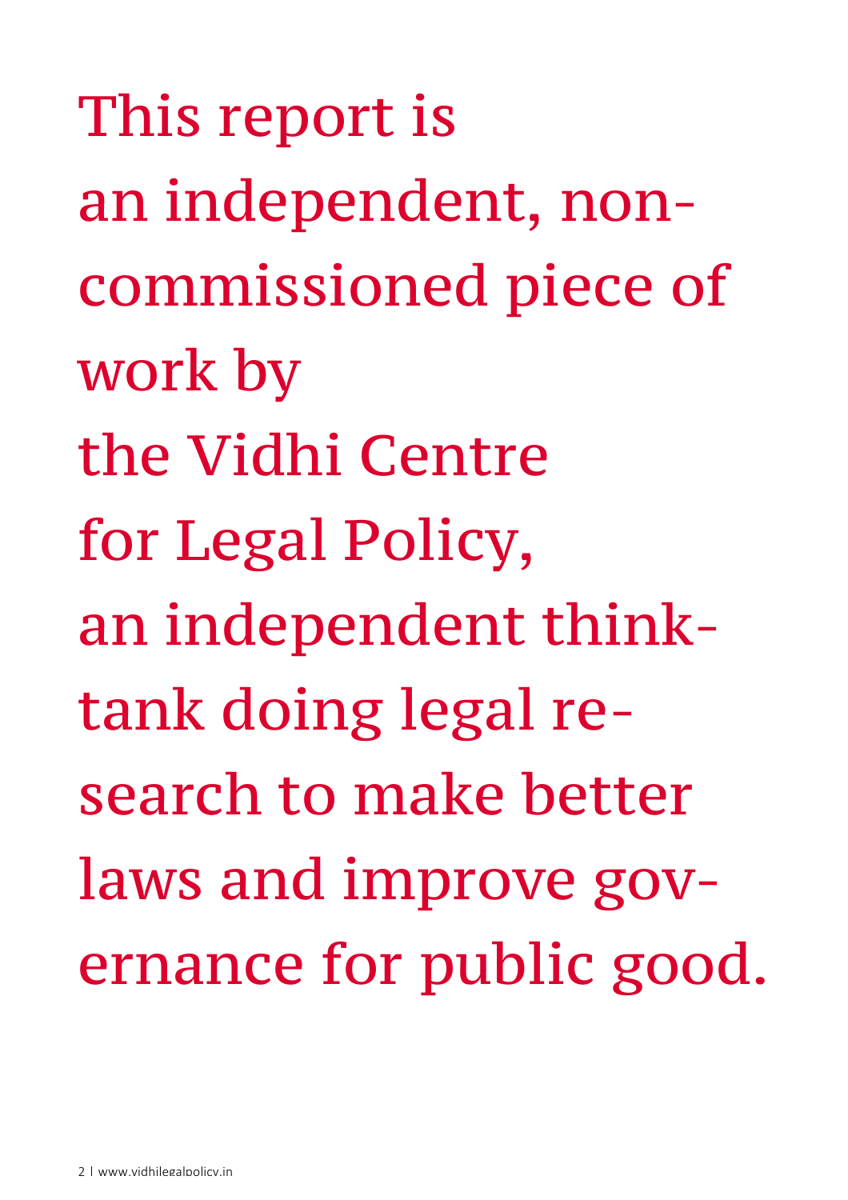This report is an independent, non-commissioned piece of work by the Vidhi Centre for Legal Policy, an independent think-tank doing legal research to make better laws and improve governance for public good.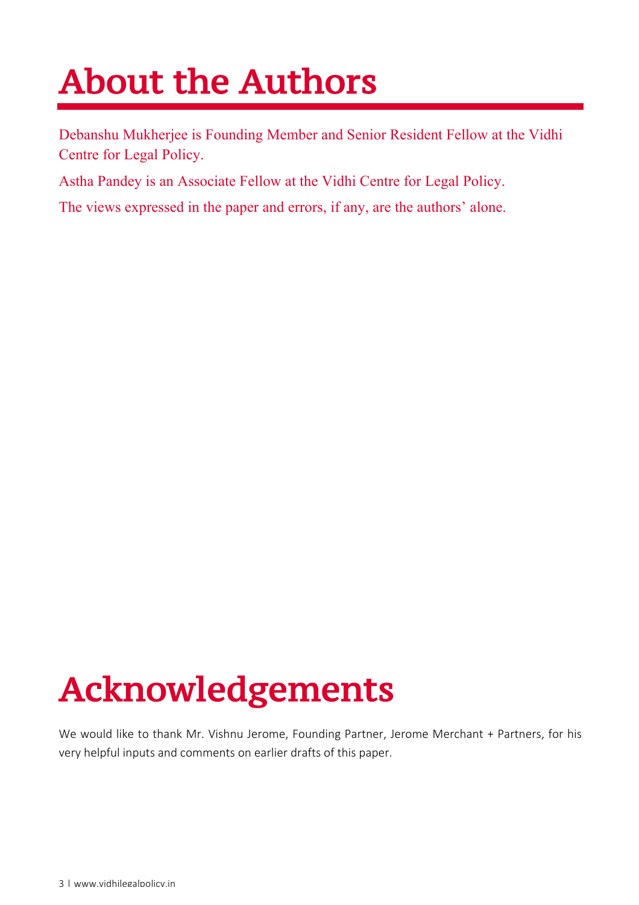# About the Authors

Debanshu Mukherjee is Founding Member and Senior Resident Fellow at the Vidhi Centre for Legal Policy.

Astha Pandey is an Associate Fellow at the Vidhi Centre for Legal Policy.

The views expressed in the paper and errors, if any, are the authors' alone.

# Acknowledgements

We would like to thank Mr. Vishnu Jerome, Founding Partner, Jerome Merchant + Partners, for his very helpful inputs and comments on earlier drafts of this paper.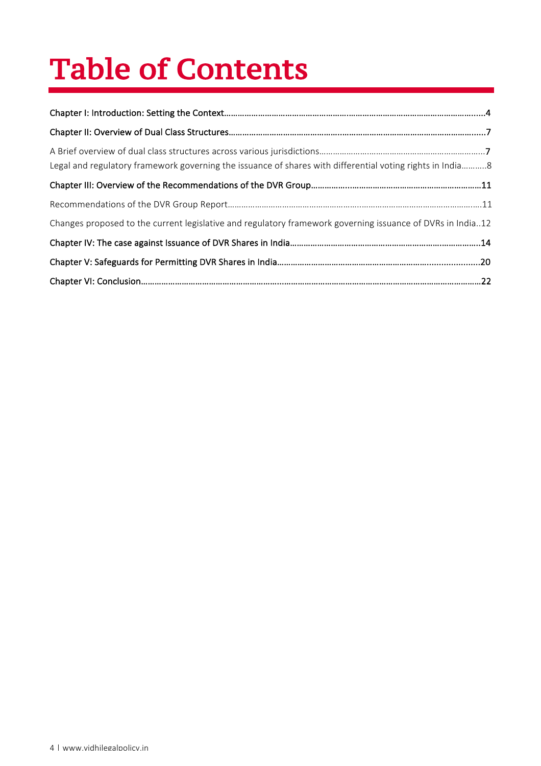# Table of Contents

Chapter I: Introduction: Setting the Context.....4

Chapter II: Overview of Dual Class Structures.....7

A Brief overview of dual class structures across various jurisdictions.....7

Legal and regulatory framework governing the issuance of shares with differential voting rights in India.....8

Chapter III: Overview of the Recommendations of the DVR Group.....11

Recommendations of the DVR Group Report.....11

Changes proposed to the current legislative and regulatory framework governing issuance of DVRs in India..12

Chapter IV: The case against Issuance of DVR Shares in India.....14

Chapter V: Safeguards for Permitting DVR Shares in India.....20

Chapter VI: Conclusion.....22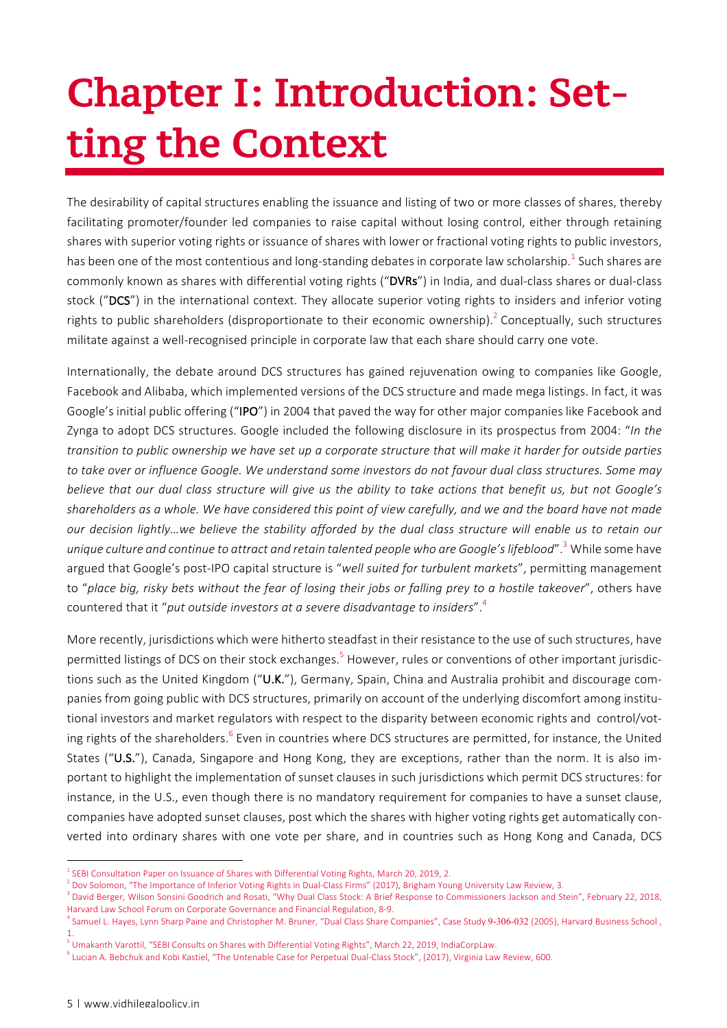# Chapter I: Introduction: Setting the Context

The desirability of capital structures enabling the issuance and listing of two or more classes of shares, thereby facilitating promoter/founder led companies to raise capital without losing control, either through retaining shares with superior voting rights or issuance of shares with lower or fractional voting rights to public investors, has been one of the most contentious and long-standing debates in corporate law scholarship.[1] Such shares are commonly known as shares with differential voting rights ("**DVRs**") in India, and dual-class shares or dual-class stock ("**DCS**") in the international context. They allocate superior voting rights to insiders and inferior voting rights to public shareholders (disproportionate to their economic ownership).[2] Conceptually, such structures militate against a well-recognised principle in corporate law that each share should carry one vote.

Internationally, the debate around DCS structures has gained rejuvenation owing to companies like Google, Facebook and Alibaba, which implemented versions of the DCS structure and made mega listings. In fact, it was Google's initial public offering ("**IPO**") in 2004 that paved the way for other major companies like Facebook and Zynga to adopt DCS structures. Google included the following disclosure in its prospectus from 2004: "*In the transition to public ownership we have set up a corporate structure that will make it harder for outside parties to take over or influence Google. We understand some investors do not favour dual class structures. Some may believe that our dual class structure will give us the ability to take actions that benefit us, but not Google's shareholders as a whole. We have considered this point of view carefully, and we and the board have not made our decision lightly…we believe the stability afforded by the dual class structure will enable us to retain our unique culture and continue to attract and retain talented people who are Google's lifeblood*".[3] While some have argued that Google's post-IPO capital structure is "*well suited for turbulent markets*", permitting management to "*place big, risky bets without the fear of losing their jobs or falling prey to a hostile takeover*", others have countered that it "*put outside investors at a severe disadvantage to insiders*".[4]

More recently, jurisdictions which were hitherto steadfast in their resistance to the use of such structures, have permitted listings of DCS on their stock exchanges.[5] However, rules or conventions of other important jurisdictions such as the United Kingdom ("**U.K.**"), Germany, Spain, China and Australia prohibit and discourage companies from going public with DCS structures, primarily on account of the underlying discomfort among institutional investors and market regulators with respect to the disparity between economic rights and control/voting rights of the shareholders.[6] Even in countries where DCS structures are permitted, for instance, the United States ("**U.S.**"), Canada, Singapore and Hong Kong, they are exceptions, rather than the norm. It is also important to highlight the implementation of sunset clauses in such jurisdictions which permit DCS structures: for instance, in the U.S., even though there is no mandatory requirement for companies to have a sunset clause, companies have adopted sunset clauses, post which the shares with higher voting rights get automatically converted into ordinary shares with one vote per share, and in countries such as Hong Kong and Canada, DCS

---

[1] SEBI Consultation Paper on Issuance of Shares with Differential Voting Rights, March 20, 2019, 2.

[2] Dov Solomon, "The Importance of Inferior Voting Rights in Dual-Class Firms" (2017), Brigham Young University Law Review, 3.

[3] David Berger, Wilson Sonsini Goodrich and Rosati, "Why Dual Class Stock: A Brief Response to Commissioners Jackson and Stein", February 22, 2018, Harvard Law School Forum on Corporate Governance and Financial Regulation, 8-9.

[4] Samuel L. Hayes, Lynn Sharp Paine and Christopher M. Bruner, "Dual Class Share Companies", Case Study 9-306-032 (2005), Harvard Business School, 1.

[5] Umakanth Varottil, "SEBI Consults on Shares with Differential Voting Rights", March 22, 2019, IndiaCorpLaw.

[6] Lucian A. Bebchuk and Kobi Kastiel, "The Untenable Case for Perpetual Dual-Class Stock", (2017), Virginia Law Review, 600.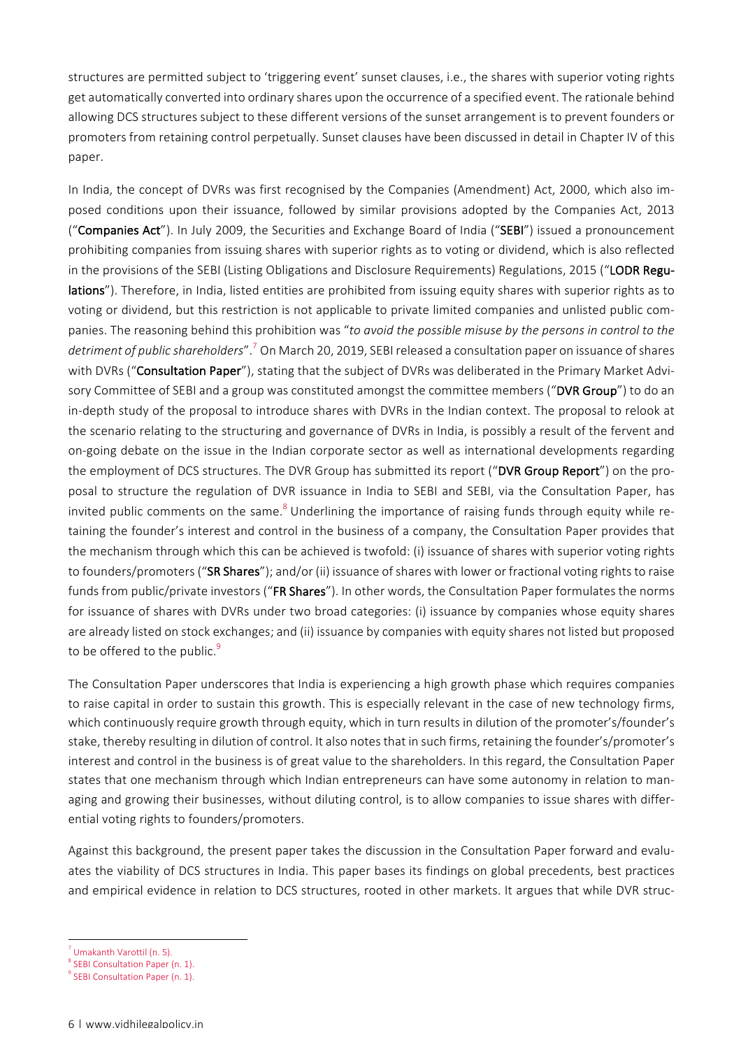structures are permitted subject to 'triggering event' sunset clauses, i.e., the shares with superior voting rights get automatically converted into ordinary shares upon the occurrence of a specified event. The rationale behind allowing DCS structures subject to these different versions of the sunset arrangement is to prevent founders or promoters from retaining control perpetually. Sunset clauses have been discussed in detail in Chapter IV of this paper.

In India, the concept of DVRs was first recognised by the Companies (Amendment) Act, 2000, which also imposed conditions upon their issuance, followed by similar provisions adopted by the Companies Act, 2013 ("**Companies Act**"). In July 2009, the Securities and Exchange Board of India ("**SEBI**") issued a pronouncement prohibiting companies from issuing shares with superior rights as to voting or dividend, which is also reflected in the provisions of the SEBI (Listing Obligations and Disclosure Requirements) Regulations, 2015 ("**LODR Regulations**"). Therefore, in India, listed entities are prohibited from issuing equity shares with superior rights as to voting or dividend, but this restriction is not applicable to private limited companies and unlisted public companies. The reasoning behind this prohibition was "*to avoid the possible misuse by the persons in control to the detriment of public shareholders*".[7] On March 20, 2019, SEBI released a consultation paper on issuance of shares with DVRs ("**Consultation Paper**"), stating that the subject of DVRs was deliberated in the Primary Market Advisory Committee of SEBI and a group was constituted amongst the committee members ("**DVR Group**") to do an in-depth study of the proposal to introduce shares with DVRs in the Indian context. The proposal to relook at the scenario relating to the structuring and governance of DVRs in India, is possibly a result of the fervent and on-going debate on the issue in the Indian corporate sector as well as international developments regarding the employment of DCS structures. The DVR Group has submitted its report ("**DVR Group Report**") on the proposal to structure the regulation of DVR issuance in India to SEBI and SEBI, via the Consultation Paper, has invited public comments on the same.[8] Underlining the importance of raising funds through equity while retaining the founder's interest and control in the business of a company, the Consultation Paper provides that the mechanism through which this can be achieved is twofold: (i) issuance of shares with superior voting rights to founders/promoters ("**SR Shares**"); and/or (ii) issuance of shares with lower or fractional voting rights to raise funds from public/private investors ("**FR Shares**"). In other words, the Consultation Paper formulates the norms for issuance of shares with DVRs under two broad categories: (i) issuance by companies whose equity shares are already listed on stock exchanges; and (ii) issuance by companies with equity shares not listed but proposed to be offered to the public.[9]

The Consultation Paper underscores that India is experiencing a high growth phase which requires companies to raise capital in order to sustain this growth. This is especially relevant in the case of new technology firms, which continuously require growth through equity, which in turn results in dilution of the promoter's/founder's stake, thereby resulting in dilution of control. It also notes that in such firms, retaining the founder's/promoter's interest and control in the business is of great value to the shareholders. In this regard, the Consultation Paper states that one mechanism through which Indian entrepreneurs can have some autonomy in relation to managing and growing their businesses, without diluting control, is to allow companies to issue shares with differential voting rights to founders/promoters.

Against this background, the present paper takes the discussion in the Consultation Paper forward and evaluates the viability of DCS structures in India. This paper bases its findings on global precedents, best practices and empirical evidence in relation to DCS structures, rooted in other markets. It argues that while DVR struc-

[7] Umakanth Varottil (n. 5).
[8] SEBI Consultation Paper (n. 1).
[9] SEBI Consultation Paper (n. 1).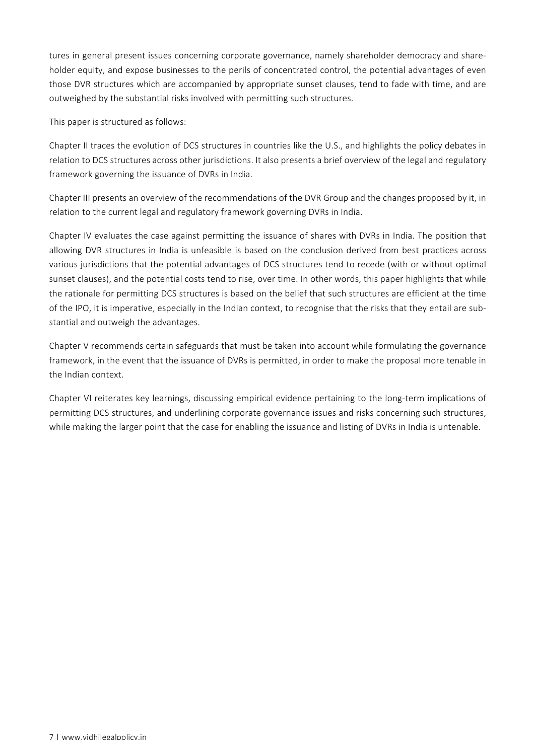tures in general present issues concerning corporate governance, namely shareholder democracy and shareholder equity, and expose businesses to the perils of concentrated control, the potential advantages of even those DVR structures which are accompanied by appropriate sunset clauses, tend to fade with time, and are outweighed by the substantial risks involved with permitting such structures.

This paper is structured as follows:

Chapter II traces the evolution of DCS structures in countries like the U.S., and highlights the policy debates in relation to DCS structures across other jurisdictions. It also presents a brief overview of the legal and regulatory framework governing the issuance of DVRs in India.

Chapter III presents an overview of the recommendations of the DVR Group and the changes proposed by it, in relation to the current legal and regulatory framework governing DVRs in India.

Chapter IV evaluates the case against permitting the issuance of shares with DVRs in India. The position that allowing DVR structures in India is unfeasible is based on the conclusion derived from best practices across various jurisdictions that the potential advantages of DCS structures tend to recede (with or without optimal sunset clauses), and the potential costs tend to rise, over time. In other words, this paper highlights that while the rationale for permitting DCS structures is based on the belief that such structures are efficient at the time of the IPO, it is imperative, especially in the Indian context, to recognise that the risks that they entail are substantial and outweigh the advantages.

Chapter V recommends certain safeguards that must be taken into account while formulating the governance framework, in the event that the issuance of DVRs is permitted, in order to make the proposal more tenable in the Indian context.

Chapter VI reiterates key learnings, discussing empirical evidence pertaining to the long-term implications of permitting DCS structures, and underlining corporate governance issues and risks concerning such structures, while making the larger point that the case for enabling the issuance and listing of DVRs in India is untenable.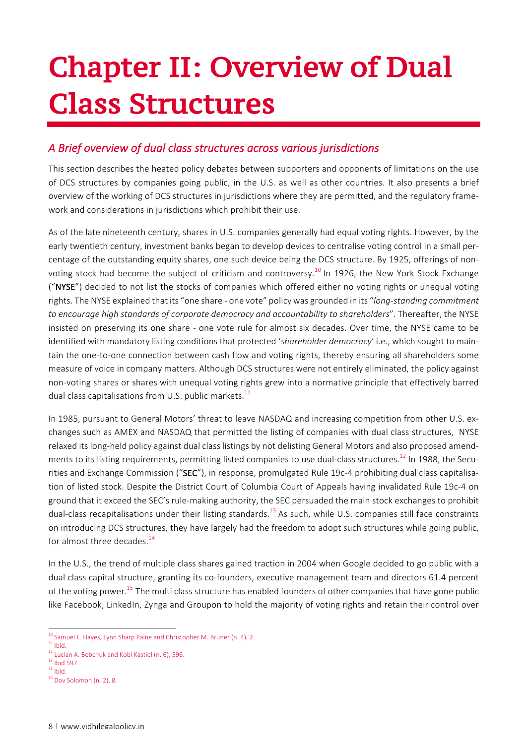# Chapter II: Overview of Dual Class Structures

## *A Brief overview of dual class structures across various jurisdictions*

This section describes the heated policy debates between supporters and opponents of limitations on the use of DCS structures by companies going public, in the U.S. as well as other countries. It also presents a brief overview of the working of DCS structures in jurisdictions where they are permitted, and the regulatory framework and considerations in jurisdictions which prohibit their use.

As of the late nineteenth century, shares in U.S. companies generally had equal voting rights. However, by the early twentieth century, investment banks began to develop devices to centralise voting control in a small percentage of the outstanding equity shares, one such device being the DCS structure. By 1925, offerings of non-voting stock had become the subject of criticism and controversy.[10] In 1926, the New York Stock Exchange ("**NYSE**") decided to not list the stocks of companies which offered either no voting rights or unequal voting rights. The NYSE explained that its "one share - one vote" policy was grounded in its "*long-standing commitment to encourage high standards of corporate democracy and accountability to shareholders*". Thereafter, the NYSE insisted on preserving its one share - one vote rule for almost six decades. Over time, the NYSE came to be identified with mandatory listing conditions that protected '*shareholder democracy*' i.e., which sought to maintain the one-to-one connection between cash flow and voting rights, thereby ensuring all shareholders some measure of voice in company matters. Although DCS structures were not entirely eliminated, the policy against non-voting shares or shares with unequal voting rights grew into a normative principle that effectively barred dual class capitalisations from U.S. public markets.[11]

In 1985, pursuant to General Motors' threat to leave NASDAQ and increasing competition from other U.S. exchanges such as AMEX and NASDAQ that permitted the listing of companies with dual class structures, NYSE relaxed its long-held policy against dual class listings by not delisting General Motors and also proposed amendments to its listing requirements, permitting listed companies to use dual-class structures.[12] In 1988, the Securities and Exchange Commission ("**SEC**"), in response, promulgated Rule 19c-4 prohibiting dual class capitalisation of listed stock. Despite the District Court of Columbia Court of Appeals having invalidated Rule 19c-4 on ground that it exceed the SEC's rule-making authority, the SEC persuaded the main stock exchanges to prohibit dual-class recapitalisations under their listing standards.[13] As such, while U.S. companies still face constraints on introducing DCS structures, they have largely had the freedom to adopt such structures while going public, for almost three decades.[14]

In the U.S., the trend of multiple class shares gained traction in 2004 when Google decided to go public with a dual class capital structure, granting its co-founders, executive management team and directors 61.4 percent of the voting power.[15] The multi class structure has enabled founders of other companies that have gone public like Facebook, LinkedIn, Zynga and Groupon to hold the majority of voting rights and retain their control over

---

[10] Samuel L. Hayes, Lynn Sharp Paine and Christopher M. Bruner (n. 4), 2.

[11] Ibid.

[12] Lucian A. Bebchuk and Kobi Kastiel (n. 6), 596.

[13] Ibid 597.

[14] Ibid.

[15] Dov Solomon (n. 2), 8.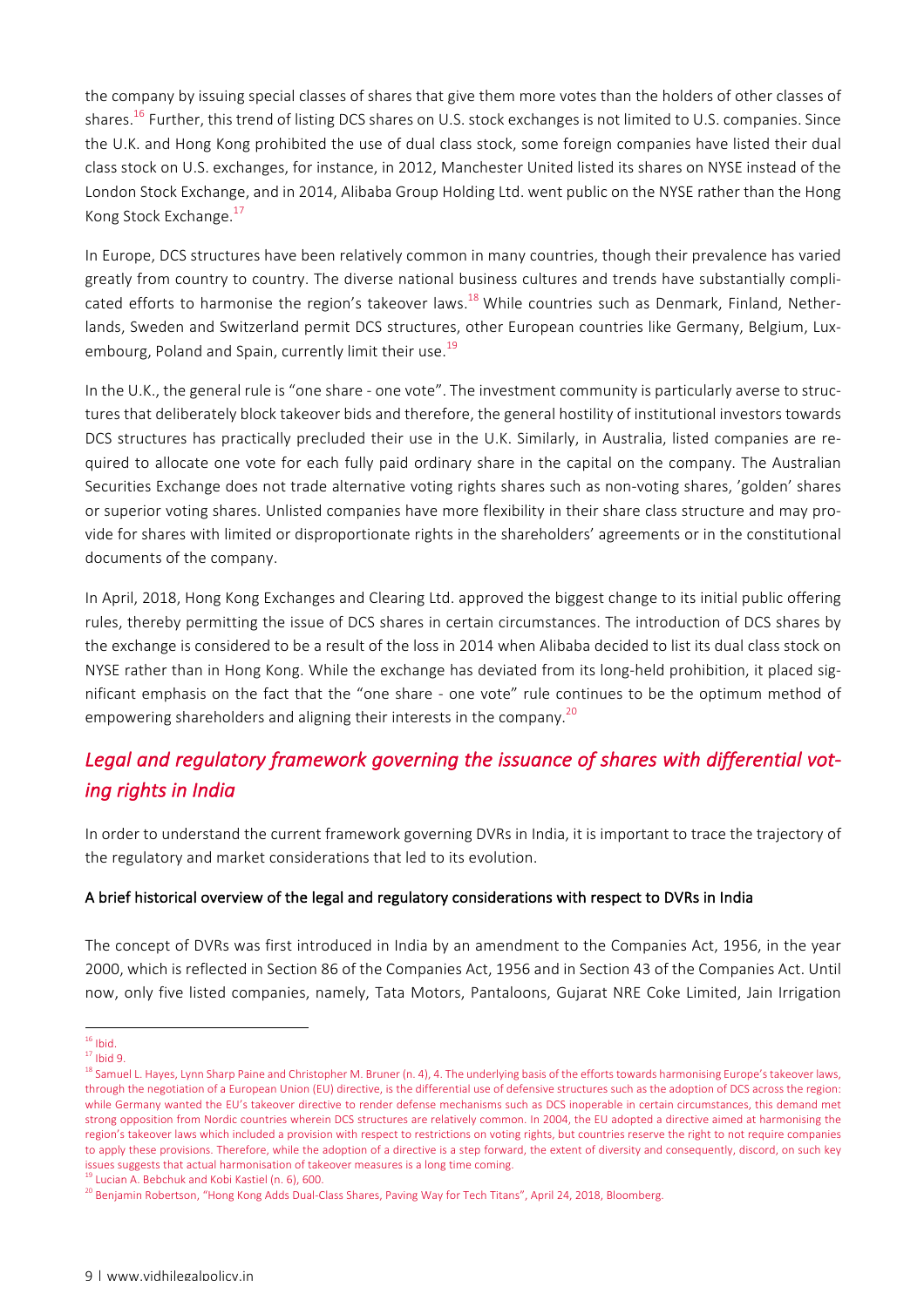the company by issuing special classes of shares that give them more votes than the holders of other classes of shares.[16] Further, this trend of listing DCS shares on U.S. stock exchanges is not limited to U.S. companies. Since the U.K. and Hong Kong prohibited the use of dual class stock, some foreign companies have listed their dual class stock on U.S. exchanges, for instance, in 2012, Manchester United listed its shares on NYSE instead of the London Stock Exchange, and in 2014, Alibaba Group Holding Ltd. went public on the NYSE rather than the Hong Kong Stock Exchange.[17]

In Europe, DCS structures have been relatively common in many countries, though their prevalence has varied greatly from country to country. The diverse national business cultures and trends have substantially complicated efforts to harmonise the region's takeover laws.[18] While countries such as Denmark, Finland, Netherlands, Sweden and Switzerland permit DCS structures, other European countries like Germany, Belgium, Luxembourg, Poland and Spain, currently limit their use.[19]

In the U.K., the general rule is "one share - one vote". The investment community is particularly averse to structures that deliberately block takeover bids and therefore, the general hostility of institutional investors towards DCS structures has practically precluded their use in the U.K. Similarly, in Australia, listed companies are required to allocate one vote for each fully paid ordinary share in the capital on the company. The Australian Securities Exchange does not trade alternative voting rights shares such as non-voting shares, 'golden' shares or superior voting shares. Unlisted companies have more flexibility in their share class structure and may provide for shares with limited or disproportionate rights in the shareholders' agreements or in the constitutional documents of the company.

In April, 2018, Hong Kong Exchanges and Clearing Ltd. approved the biggest change to its initial public offering rules, thereby permitting the issue of DCS shares in certain circumstances. The introduction of DCS shares by the exchange is considered to be a result of the loss in 2014 when Alibaba decided to list its dual class stock on NYSE rather than in Hong Kong. While the exchange has deviated from its long-held prohibition, it placed significant emphasis on the fact that the "one share - one vote" rule continues to be the optimum method of empowering shareholders and aligning their interests in the company.[20]

## *Legal and regulatory framework governing the issuance of shares with differential voting rights in India*

In order to understand the current framework governing DVRs in India, it is important to trace the trajectory of the regulatory and market considerations that led to its evolution.

**A brief historical overview of the legal and regulatory considerations with respect to DVRs in India**

The concept of DVRs was first introduced in India by an amendment to the Companies Act, 1956, in the year 2000, which is reflected in Section 86 of the Companies Act, 1956 and in Section 43 of the Companies Act. Until now, only five listed companies, namely, Tata Motors, Pantaloons, Gujarat NRE Coke Limited, Jain Irrigation

---

[16] Ibid.

[17] Ibid 9.

[18] Samuel L. Hayes, Lynn Sharp Paine and Christopher M. Bruner (n. 4), 4. The underlying basis of the efforts towards harmonising Europe's takeover laws, through the negotiation of a European Union (EU) directive, is the differential use of defensive structures such as the adoption of DCS across the region: while Germany wanted the EU's takeover directive to render defense mechanisms such as DCS inoperable in certain circumstances, this demand met strong opposition from Nordic countries wherein DCS structures are relatively common. In 2004, the EU adopted a directive aimed at harmonising the region's takeover laws which included a provision with respect to restrictions on voting rights, but countries reserve the right to not require companies to apply these provisions. Therefore, while the adoption of a directive is a step forward, the extent of diversity and consequently, discord, on such key issues suggests that actual harmonisation of takeover measures is a long time coming.

[19] Lucian A. Bebchuk and Kobi Kastiel (n. 6), 600.

[20] Benjamin Robertson, "Hong Kong Adds Dual-Class Shares, Paving Way for Tech Titans", April 24, 2018, Bloomberg.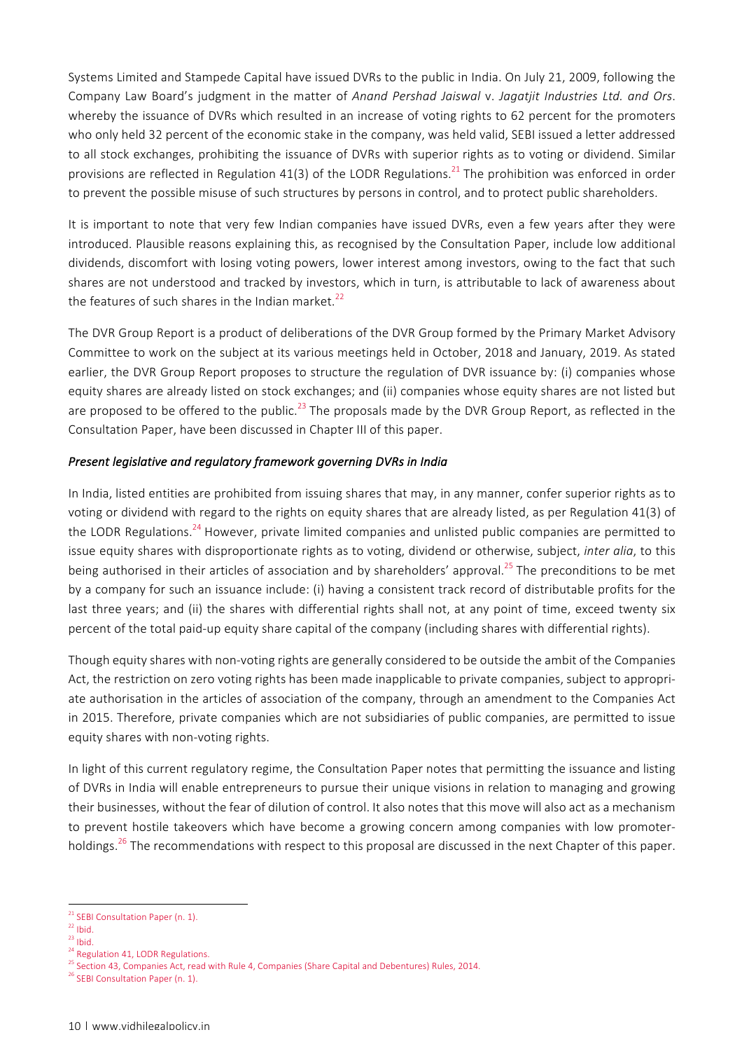Systems Limited and Stampede Capital have issued DVRs to the public in India. On July 21, 2009, following the Company Law Board's judgment in the matter of *Anand Pershad Jaiswal* v. *Jagatjit Industries Ltd. and Ors*. whereby the issuance of DVRs which resulted in an increase of voting rights to 62 percent for the promoters who only held 32 percent of the economic stake in the company, was held valid, SEBI issued a letter addressed to all stock exchanges, prohibiting the issuance of DVRs with superior rights as to voting or dividend. Similar provisions are reflected in Regulation 41(3) of the LODR Regulations.[21] The prohibition was enforced in order to prevent the possible misuse of such structures by persons in control, and to protect public shareholders.

It is important to note that very few Indian companies have issued DVRs, even a few years after they were introduced. Plausible reasons explaining this, as recognised by the Consultation Paper, include low additional dividends, discomfort with losing voting powers, lower interest among investors, owing to the fact that such shares are not understood and tracked by investors, which in turn, is attributable to lack of awareness about the features of such shares in the Indian market.[22]

The DVR Group Report is a product of deliberations of the DVR Group formed by the Primary Market Advisory Committee to work on the subject at its various meetings held in October, 2018 and January, 2019. As stated earlier, the DVR Group Report proposes to structure the regulation of DVR issuance by: (i) companies whose equity shares are already listed on stock exchanges; and (ii) companies whose equity shares are not listed but are proposed to be offered to the public.[23] The proposals made by the DVR Group Report, as reflected in the Consultation Paper, have been discussed in Chapter III of this paper.

### *Present legislative and regulatory framework governing DVRs in India*

In India, listed entities are prohibited from issuing shares that may, in any manner, confer superior rights as to voting or dividend with regard to the rights on equity shares that are already listed, as per Regulation 41(3) of the LODR Regulations.[24] However, private limited companies and unlisted public companies are permitted to issue equity shares with disproportionate rights as to voting, dividend or otherwise, subject, *inter alia*, to this being authorised in their articles of association and by shareholders' approval.[25] The preconditions to be met by a company for such an issuance include: (i) having a consistent track record of distributable profits for the last three years; and (ii) the shares with differential rights shall not, at any point of time, exceed twenty six percent of the total paid-up equity share capital of the company (including shares with differential rights).

Though equity shares with non-voting rights are generally considered to be outside the ambit of the Companies Act, the restriction on zero voting rights has been made inapplicable to private companies, subject to appropriate authorisation in the articles of association of the company, through an amendment to the Companies Act in 2015. Therefore, private companies which are not subsidiaries of public companies, are permitted to issue equity shares with non-voting rights.

In light of this current regulatory regime, the Consultation Paper notes that permitting the issuance and listing of DVRs in India will enable entrepreneurs to pursue their unique visions in relation to managing and growing their businesses, without the fear of dilution of control. It also notes that this move will also act as a mechanism to prevent hostile takeovers which have become a growing concern among companies with low promoter-holdings.[26] The recommendations with respect to this proposal are discussed in the next Chapter of this paper.

---

[21] SEBI Consultation Paper (n. 1).

[22] Ibid.

[23] Ibid.

[24] Regulation 41, LODR Regulations.

[25] Section 43, Companies Act, read with Rule 4, Companies (Share Capital and Debentures) Rules, 2014.

[26] SEBI Consultation Paper (n. 1).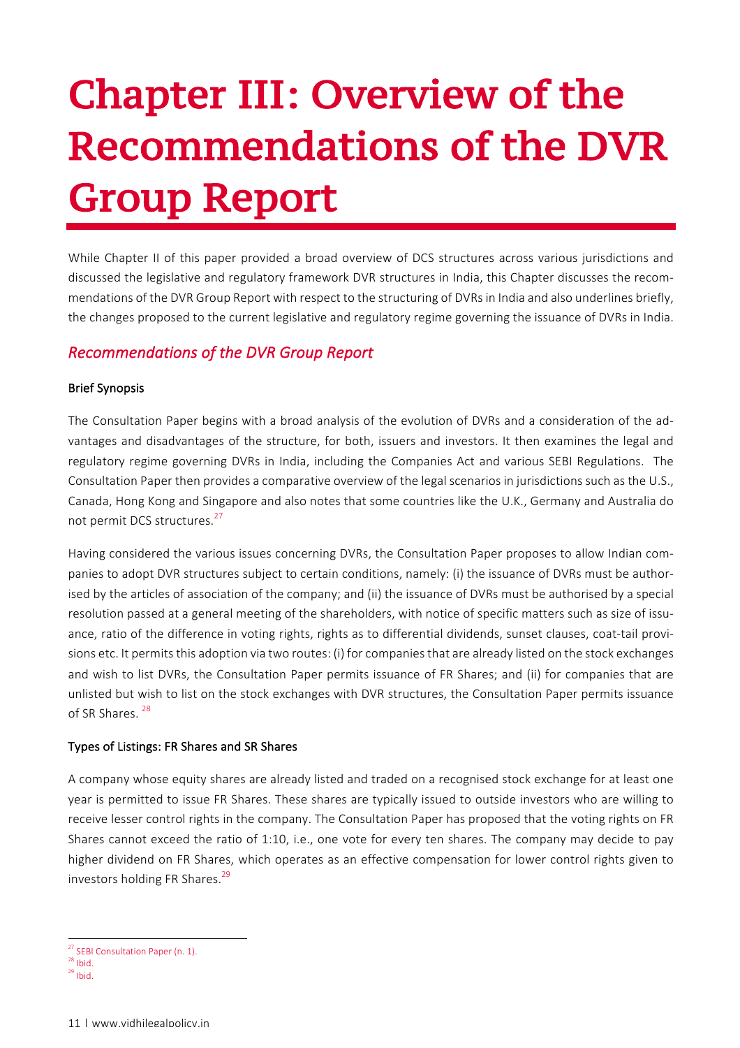# Chapter III: Overview of the Recommendations of the DVR Group Report

While Chapter II of this paper provided a broad overview of DCS structures across various jurisdictions and discussed the legislative and regulatory framework DVR structures in India, this Chapter discusses the recommendations of the DVR Group Report with respect to the structuring of DVRs in India and also underlines briefly, the changes proposed to the current legislative and regulatory regime governing the issuance of DVRs in India.

## *Recommendations of the DVR Group Report*

### Brief Synopsis

The Consultation Paper begins with a broad analysis of the evolution of DVRs and a consideration of the advantages and disadvantages of the structure, for both, issuers and investors. It then examines the legal and regulatory regime governing DVRs in India, including the Companies Act and various SEBI Regulations. The Consultation Paper then provides a comparative overview of the legal scenarios in jurisdictions such as the U.S., Canada, Hong Kong and Singapore and also notes that some countries like the U.K., Germany and Australia do not permit DCS structures.[27]

Having considered the various issues concerning DVRs, the Consultation Paper proposes to allow Indian companies to adopt DVR structures subject to certain conditions, namely: (i) the issuance of DVRs must be authorised by the articles of association of the company; and (ii) the issuance of DVRs must be authorised by a special resolution passed at a general meeting of the shareholders, with notice of specific matters such as size of issuance, ratio of the difference in voting rights, rights as to differential dividends, sunset clauses, coat-tail provisions etc. It permits this adoption via two routes: (i) for companies that are already listed on the stock exchanges and wish to list DVRs, the Consultation Paper permits issuance of FR Shares; and (ii) for companies that are unlisted but wish to list on the stock exchanges with DVR structures, the Consultation Paper permits issuance of SR Shares. [28]

### Types of Listings: FR Shares and SR Shares

A company whose equity shares are already listed and traded on a recognised stock exchange for at least one year is permitted to issue FR Shares. These shares are typically issued to outside investors who are willing to receive lesser control rights in the company. The Consultation Paper has proposed that the voting rights on FR Shares cannot exceed the ratio of 1:10, i.e., one vote for every ten shares. The company may decide to pay higher dividend on FR Shares, which operates as an effective compensation for lower control rights given to investors holding FR Shares.[29]

---

[27] SEBI Consultation Paper (n. 1).
[28] Ibid.
[29] Ibid.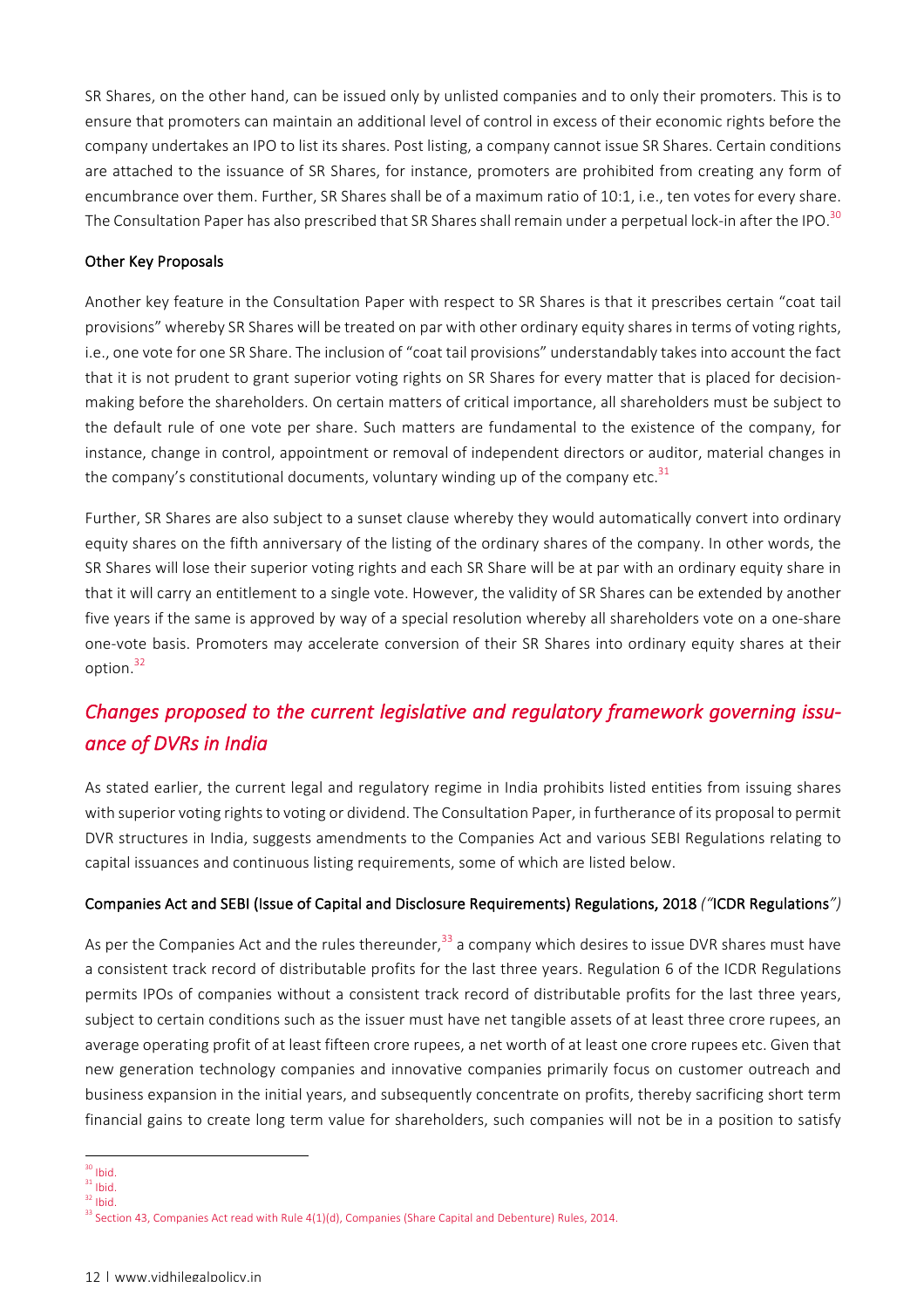SR Shares, on the other hand, can be issued only by unlisted companies and to only their promoters. This is to ensure that promoters can maintain an additional level of control in excess of their economic rights before the company undertakes an IPO to list its shares. Post listing, a company cannot issue SR Shares. Certain conditions are attached to the issuance of SR Shares, for instance, promoters are prohibited from creating any form of encumbrance over them. Further, SR Shares shall be of a maximum ratio of 10:1, i.e., ten votes for every share. The Consultation Paper has also prescribed that SR Shares shall remain under a perpetual lock-in after the IPO.[30]

### Other Key Proposals

Another key feature in the Consultation Paper with respect to SR Shares is that it prescribes certain "coat tail provisions" whereby SR Shares will be treated on par with other ordinary equity shares in terms of voting rights, i.e., one vote for one SR Share. The inclusion of "coat tail provisions" understandably takes into account the fact that it is not prudent to grant superior voting rights on SR Shares for every matter that is placed for decision-making before the shareholders. On certain matters of critical importance, all shareholders must be subject to the default rule of one vote per share. Such matters are fundamental to the existence of the company, for instance, change in control, appointment or removal of independent directors or auditor, material changes in the company's constitutional documents, voluntary winding up of the company etc.[31]

Further, SR Shares are also subject to a sunset clause whereby they would automatically convert into ordinary equity shares on the fifth anniversary of the listing of the ordinary shares of the company. In other words, the SR Shares will lose their superior voting rights and each SR Share will be at par with an ordinary equity share in that it will carry an entitlement to a single vote. However, the validity of SR Shares can be extended by another five years if the same is approved by way of a special resolution whereby all shareholders vote on a one-share one-vote basis. Promoters may accelerate conversion of their SR Shares into ordinary equity shares at their option.[32]

## *Changes proposed to the current legislative and regulatory framework governing issuance of DVRs in India*

As stated earlier, the current legal and regulatory regime in India prohibits listed entities from issuing shares with superior voting rights to voting or dividend. The Consultation Paper, in furtherance of its proposal to permit DVR structures in India, suggests amendments to the Companies Act and various SEBI Regulations relating to capital issuances and continuous listing requirements, some of which are listed below.

### Companies Act and SEBI (Issue of Capital and Disclosure Requirements) Regulations, 2018 *("*ICDR Regulations*")*

As per the Companies Act and the rules thereunder,[33] a company which desires to issue DVR shares must have a consistent track record of distributable profits for the last three years. Regulation 6 of the ICDR Regulations permits IPOs of companies without a consistent track record of distributable profits for the last three years, subject to certain conditions such as the issuer must have net tangible assets of at least three crore rupees, an average operating profit of at least fifteen crore rupees, a net worth of at least one crore rupees etc. Given that new generation technology companies and innovative companies primarily focus on customer outreach and business expansion in the initial years, and subsequently concentrate on profits, thereby sacrificing short term financial gains to create long term value for shareholders, such companies will not be in a position to satisfy

---

[30] Ibid.
[31] Ibid.
[32] Ibid.
[33] Section 43, Companies Act read with Rule 4(1)(d), Companies (Share Capital and Debenture) Rules, 2014.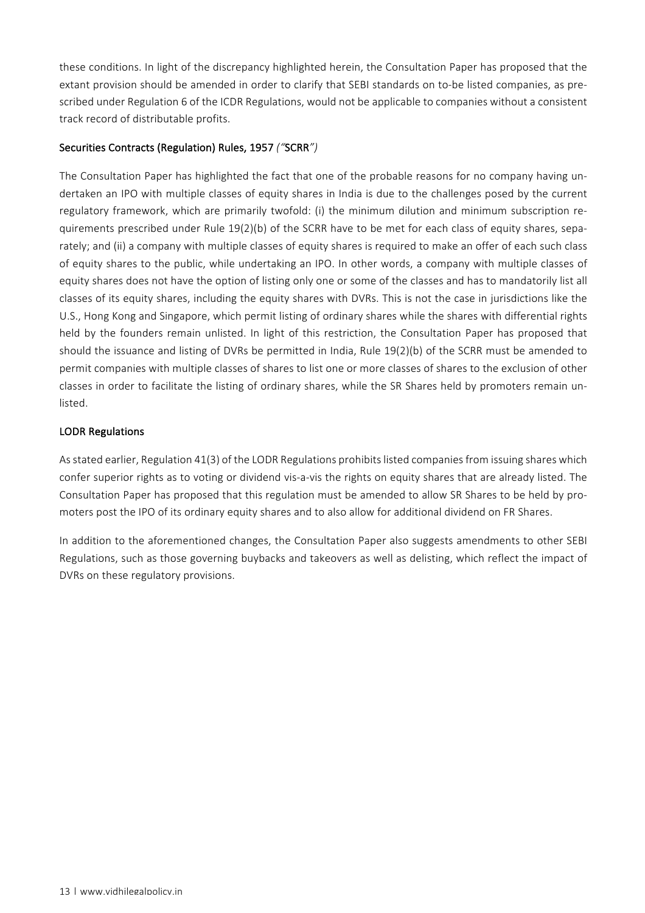these conditions. In light of the discrepancy highlighted herein, the Consultation Paper has proposed that the extant provision should be amended in order to clarify that SEBI standards on to-be listed companies, as prescribed under Regulation 6 of the ICDR Regulations, would not be applicable to companies without a consistent track record of distributable profits.

### Securities Contracts (Regulation) Rules, 1957 *("*SCRR*")*

The Consultation Paper has highlighted the fact that one of the probable reasons for no company having undertaken an IPO with multiple classes of equity shares in India is due to the challenges posed by the current regulatory framework, which are primarily twofold: (i) the minimum dilution and minimum subscription requirements prescribed under Rule 19(2)(b) of the SCRR have to be met for each class of equity shares, separately; and (ii) a company with multiple classes of equity shares is required to make an offer of each such class of equity shares to the public, while undertaking an IPO. In other words, a company with multiple classes of equity shares does not have the option of listing only one or some of the classes and has to mandatorily list all classes of its equity shares, including the equity shares with DVRs. This is not the case in jurisdictions like the U.S., Hong Kong and Singapore, which permit listing of ordinary shares while the shares with differential rights held by the founders remain unlisted. In light of this restriction, the Consultation Paper has proposed that should the issuance and listing of DVRs be permitted in India, Rule 19(2)(b) of the SCRR must be amended to permit companies with multiple classes of shares to list one or more classes of shares to the exclusion of other classes in order to facilitate the listing of ordinary shares, while the SR Shares held by promoters remain unlisted.

### LODR Regulations

As stated earlier, Regulation 41(3) of the LODR Regulations prohibits listed companies from issuing shares which confer superior rights as to voting or dividend vis-a-vis the rights on equity shares that are already listed. The Consultation Paper has proposed that this regulation must be amended to allow SR Shares to be held by promoters post the IPO of its ordinary equity shares and to also allow for additional dividend on FR Shares.

In addition to the aforementioned changes, the Consultation Paper also suggests amendments to other SEBI Regulations, such as those governing buybacks and takeovers as well as delisting, which reflect the impact of DVRs on these regulatory provisions.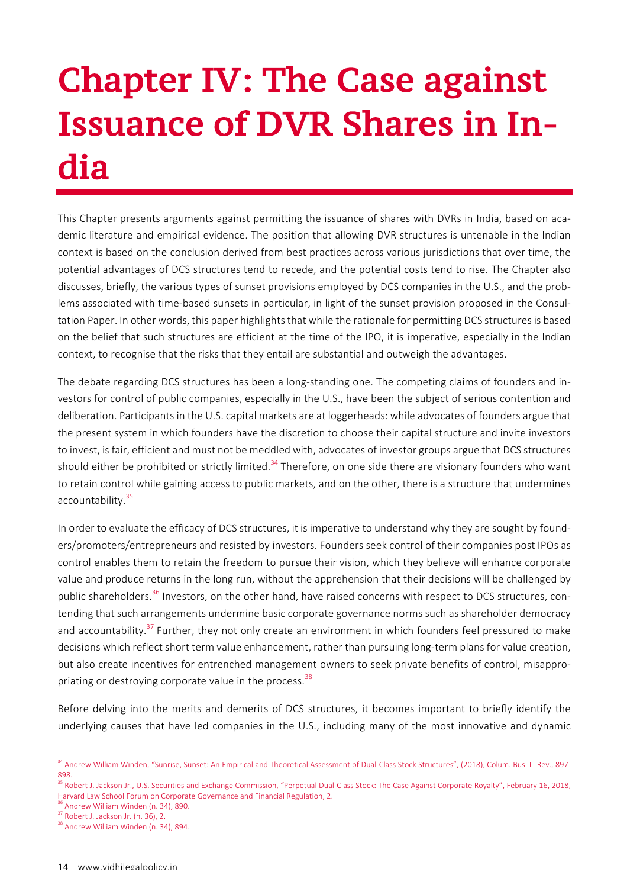# Chapter IV: The Case against Issuance of DVR Shares in India

This Chapter presents arguments against permitting the issuance of shares with DVRs in India, based on academic literature and empirical evidence. The position that allowing DVR structures is untenable in the Indian context is based on the conclusion derived from best practices across various jurisdictions that over time, the potential advantages of DCS structures tend to recede, and the potential costs tend to rise. The Chapter also discusses, briefly, the various types of sunset provisions employed by DCS companies in the U.S., and the problems associated with time-based sunsets in particular, in light of the sunset provision proposed in the Consultation Paper. In other words, this paper highlights that while the rationale for permitting DCS structures is based on the belief that such structures are efficient at the time of the IPO, it is imperative, especially in the Indian context, to recognise that the risks that they entail are substantial and outweigh the advantages.

The debate regarding DCS structures has been a long-standing one. The competing claims of founders and investors for control of public companies, especially in the U.S., have been the subject of serious contention and deliberation. Participants in the U.S. capital markets are at loggerheads: while advocates of founders argue that the present system in which founders have the discretion to choose their capital structure and invite investors to invest, is fair, efficient and must not be meddled with, advocates of investor groups argue that DCS structures should either be prohibited or strictly limited.[34] Therefore, on one side there are visionary founders who want to retain control while gaining access to public markets, and on the other, there is a structure that undermines accountability.[35]

In order to evaluate the efficacy of DCS structures, it is imperative to understand why they are sought by founders/promoters/entrepreneurs and resisted by investors. Founders seek control of their companies post IPOs as control enables them to retain the freedom to pursue their vision, which they believe will enhance corporate value and produce returns in the long run, without the apprehension that their decisions will be challenged by public shareholders.[36] Investors, on the other hand, have raised concerns with respect to DCS structures, contending that such arrangements undermine basic corporate governance norms such as shareholder democracy and accountability.[37] Further, they not only create an environment in which founders feel pressured to make decisions which reflect short term value enhancement, rather than pursuing long-term plans for value creation, but also create incentives for entrenched management owners to seek private benefits of control, misappropriating or destroying corporate value in the process.[38]

Before delving into the merits and demerits of DCS structures, it becomes important to briefly identify the underlying causes that have led companies in the U.S., including many of the most innovative and dynamic

---

[34] Andrew William Winden, "Sunrise, Sunset: An Empirical and Theoretical Assessment of Dual-Class Stock Structures", (2018), Colum. Bus. L. Rev., 897-898.

[35] Robert J. Jackson Jr., U.S. Securities and Exchange Commission, "Perpetual Dual-Class Stock: The Case Against Corporate Royalty", February 16, 2018, Harvard Law School Forum on Corporate Governance and Financial Regulation, 2.

[36] Andrew William Winden (n. 34), 890.

[37] Robert J. Jackson Jr. (n. 36), 2.

[38] Andrew William Winden (n. 34), 894.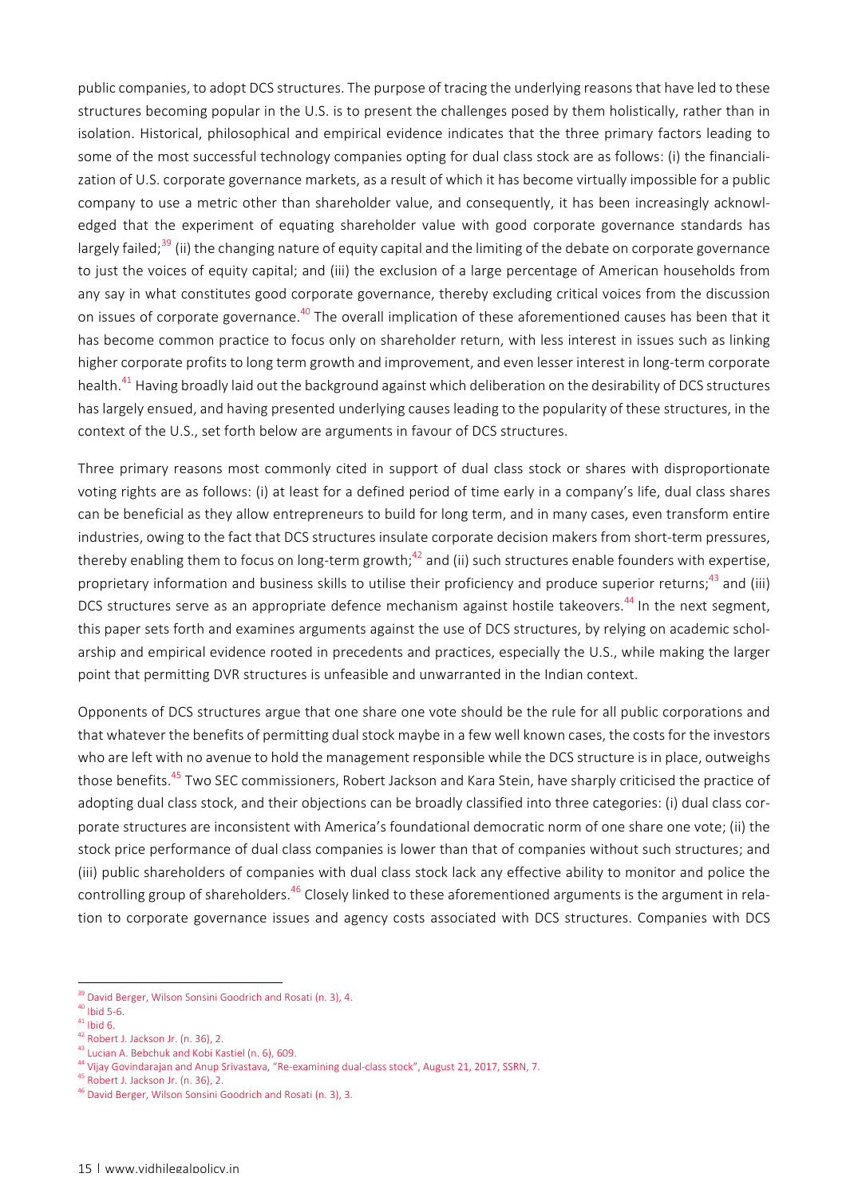public companies, to adopt DCS structures. The purpose of tracing the underlying reasons that have led to these structures becoming popular in the U.S. is to present the challenges posed by them holistically, rather than in isolation. Historical, philosophical and empirical evidence indicates that the three primary factors leading to some of the most successful technology companies opting for dual class stock are as follows: (i) the financialization of U.S. corporate governance markets, as a result of which it has become virtually impossible for a public company to use a metric other than shareholder value, and consequently, it has been increasingly acknowledged that the experiment of equating shareholder value with good corporate governance standards has largely failed;[39] (ii) the changing nature of equity capital and the limiting of the debate on corporate governance to just the voices of equity capital; and (iii) the exclusion of a large percentage of American households from any say in what constitutes good corporate governance, thereby excluding critical voices from the discussion on issues of corporate governance.[40] The overall implication of these aforementioned causes has been that it has become common practice to focus only on shareholder return, with less interest in issues such as linking higher corporate profits to long term growth and improvement, and even lesser interest in long-term corporate health.[41] Having broadly laid out the background against which deliberation on the desirability of DCS structures has largely ensued, and having presented underlying causes leading to the popularity of these structures, in the context of the U.S., set forth below are arguments in favour of DCS structures.

Three primary reasons most commonly cited in support of dual class stock or shares with disproportionate voting rights are as follows: (i) at least for a defined period of time early in a company's life, dual class shares can be beneficial as they allow entrepreneurs to build for long term, and in many cases, even transform entire industries, owing to the fact that DCS structures insulate corporate decision makers from short-term pressures, thereby enabling them to focus on long-term growth;[42] and (ii) such structures enable founders with expertise, proprietary information and business skills to utilise their proficiency and produce superior returns;[43] and (iii) DCS structures serve as an appropriate defence mechanism against hostile takeovers.[44] In the next segment, this paper sets forth and examines arguments against the use of DCS structures, by relying on academic scholarship and empirical evidence rooted in precedents and practices, especially the U.S., while making the larger point that permitting DVR structures is unfeasible and unwarranted in the Indian context.

Opponents of DCS structures argue that one share one vote should be the rule for all public corporations and that whatever the benefits of permitting dual stock maybe in a few well known cases, the costs for the investors who are left with no avenue to hold the management responsible while the DCS structure is in place, outweighs those benefits.[45] Two SEC commissioners, Robert Jackson and Kara Stein, have sharply criticised the practice of adopting dual class stock, and their objections can be broadly classified into three categories: (i) dual class corporate structures are inconsistent with America's foundational democratic norm of one share one vote; (ii) the stock price performance of dual class companies is lower than that of companies without such structures; and (iii) public shareholders of companies with dual class stock lack any effective ability to monitor and police the controlling group of shareholders.[46] Closely linked to these aforementioned arguments is the argument in relation to corporate governance issues and agency costs associated with DCS structures. Companies with DCS

[39] David Berger, Wilson Sonsini Goodrich and Rosati (n. 3), 4.

[40] Ibid 5-6.

[41] Ibid 6.

[42] Robert J. Jackson Jr. (n. 36), 2.

[43] Lucian A. Bebchuk and Kobi Kastiel (n. 6), 609.

[44] Vijay Govindarajan and Anup Srivastava, "Re-examining dual-class stock", August 21, 2017, SSRN, 7.

[45] Robert J. Jackson Jr. (n. 36), 2.

[46] David Berger, Wilson Sonsini Goodrich and Rosati (n. 3), 3.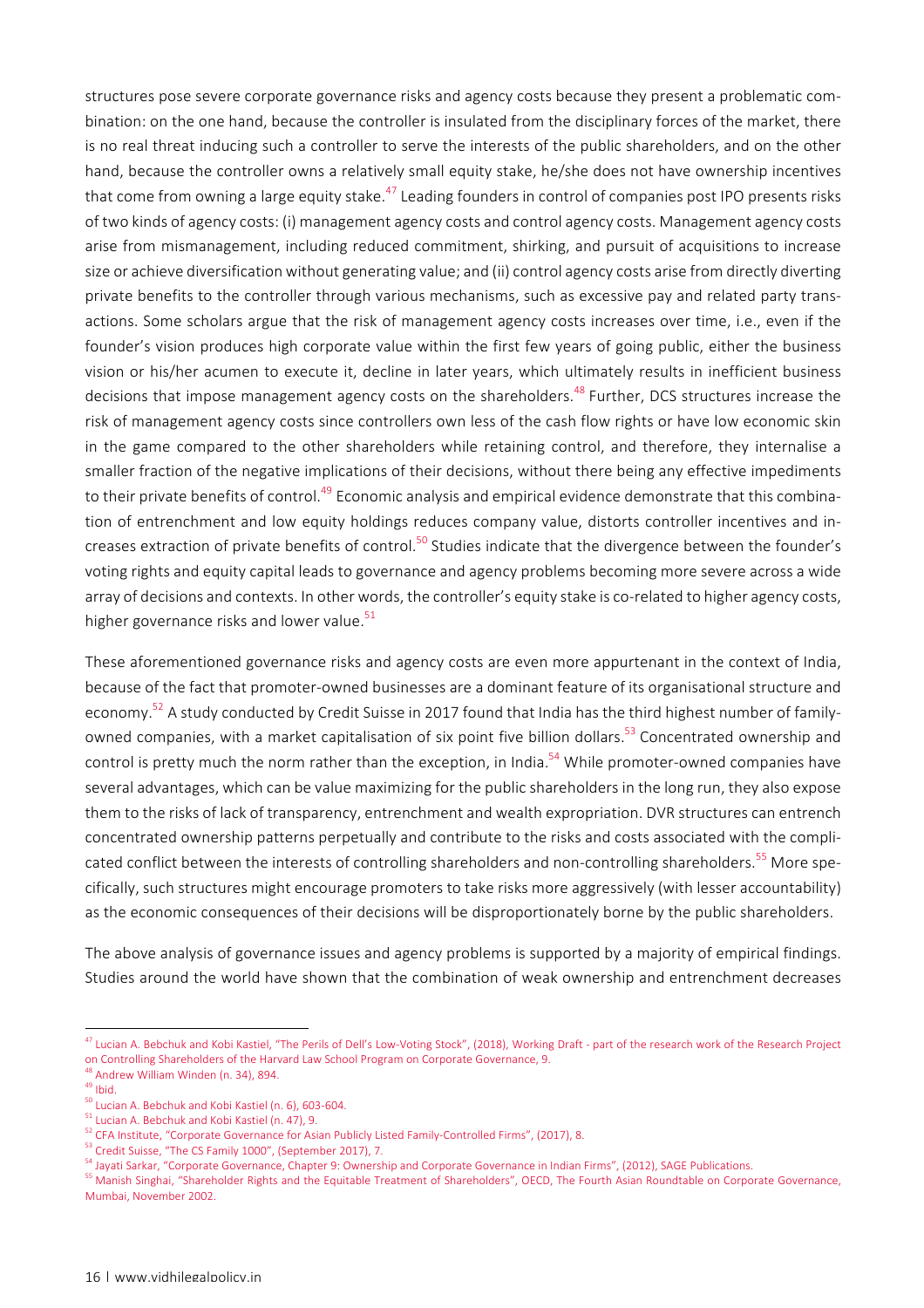structures pose severe corporate governance risks and agency costs because they present a problematic combination: on the one hand, because the controller is insulated from the disciplinary forces of the market, there is no real threat inducing such a controller to serve the interests of the public shareholders, and on the other hand, because the controller owns a relatively small equity stake, he/she does not have ownership incentives that come from owning a large equity stake.[47] Leading founders in control of companies post IPO presents risks of two kinds of agency costs: (i) management agency costs and control agency costs. Management agency costs arise from mismanagement, including reduced commitment, shirking, and pursuit of acquisitions to increase size or achieve diversification without generating value; and (ii) control agency costs arise from directly diverting private benefits to the controller through various mechanisms, such as excessive pay and related party transactions. Some scholars argue that the risk of management agency costs increases over time, i.e., even if the founder's vision produces high corporate value within the first few years of going public, either the business vision or his/her acumen to execute it, decline in later years, which ultimately results in inefficient business decisions that impose management agency costs on the shareholders.[48] Further, DCS structures increase the risk of management agency costs since controllers own less of the cash flow rights or have low economic skin in the game compared to the other shareholders while retaining control, and therefore, they internalise a smaller fraction of the negative implications of their decisions, without there being any effective impediments to their private benefits of control.[49] Economic analysis and empirical evidence demonstrate that this combination of entrenchment and low equity holdings reduces company value, distorts controller incentives and increases extraction of private benefits of control.[50] Studies indicate that the divergence between the founder's voting rights and equity capital leads to governance and agency problems becoming more severe across a wide array of decisions and contexts. In other words, the controller's equity stake is co-related to higher agency costs, higher governance risks and lower value.[51]

These aforementioned governance risks and agency costs are even more appurtenant in the context of India, because of the fact that promoter-owned businesses are a dominant feature of its organisational structure and economy.[52] A study conducted by Credit Suisse in 2017 found that India has the third highest number of family-owned companies, with a market capitalisation of six point five billion dollars.[53] Concentrated ownership and control is pretty much the norm rather than the exception, in India.[54] While promoter-owned companies have several advantages, which can be value maximizing for the public shareholders in the long run, they also expose them to the risks of lack of transparency, entrenchment and wealth expropriation. DVR structures can entrench concentrated ownership patterns perpetually and contribute to the risks and costs associated with the complicated conflict between the interests of controlling shareholders and non-controlling shareholders.[55] More specifically, such structures might encourage promoters to take risks more aggressively (with lesser accountability) as the economic consequences of their decisions will be disproportionately borne by the public shareholders.

The above analysis of governance issues and agency problems is supported by a majority of empirical findings. Studies around the world have shown that the combination of weak ownership and entrenchment decreases

---

[47] Lucian A. Bebchuk and Kobi Kastiel, "The Perils of Dell's Low-Voting Stock", (2018), Working Draft - part of the research work of the Research Project on Controlling Shareholders of the Harvard Law School Program on Corporate Governance, 9.

[48] Andrew William Winden (n. 34), 894.

[49] Ibid.

[50] Lucian A. Bebchuk and Kobi Kastiel (n. 6), 603-604.

[51] Lucian A. Bebchuk and Kobi Kastiel (n. 47), 9.

[52] CFA Institute, "Corporate Governance for Asian Publicly Listed Family-Controlled Firms", (2017), 8.

[53] Credit Suisse, "The CS Family 1000", (September 2017), 7.

[54] Jayati Sarkar, "Corporate Governance, Chapter 9: Ownership and Corporate Governance in Indian Firms", (2012), SAGE Publications.

[55] Manish Singhai, "Shareholder Rights and the Equitable Treatment of Shareholders", OECD, The Fourth Asian Roundtable on Corporate Governance, Mumbai, November 2002.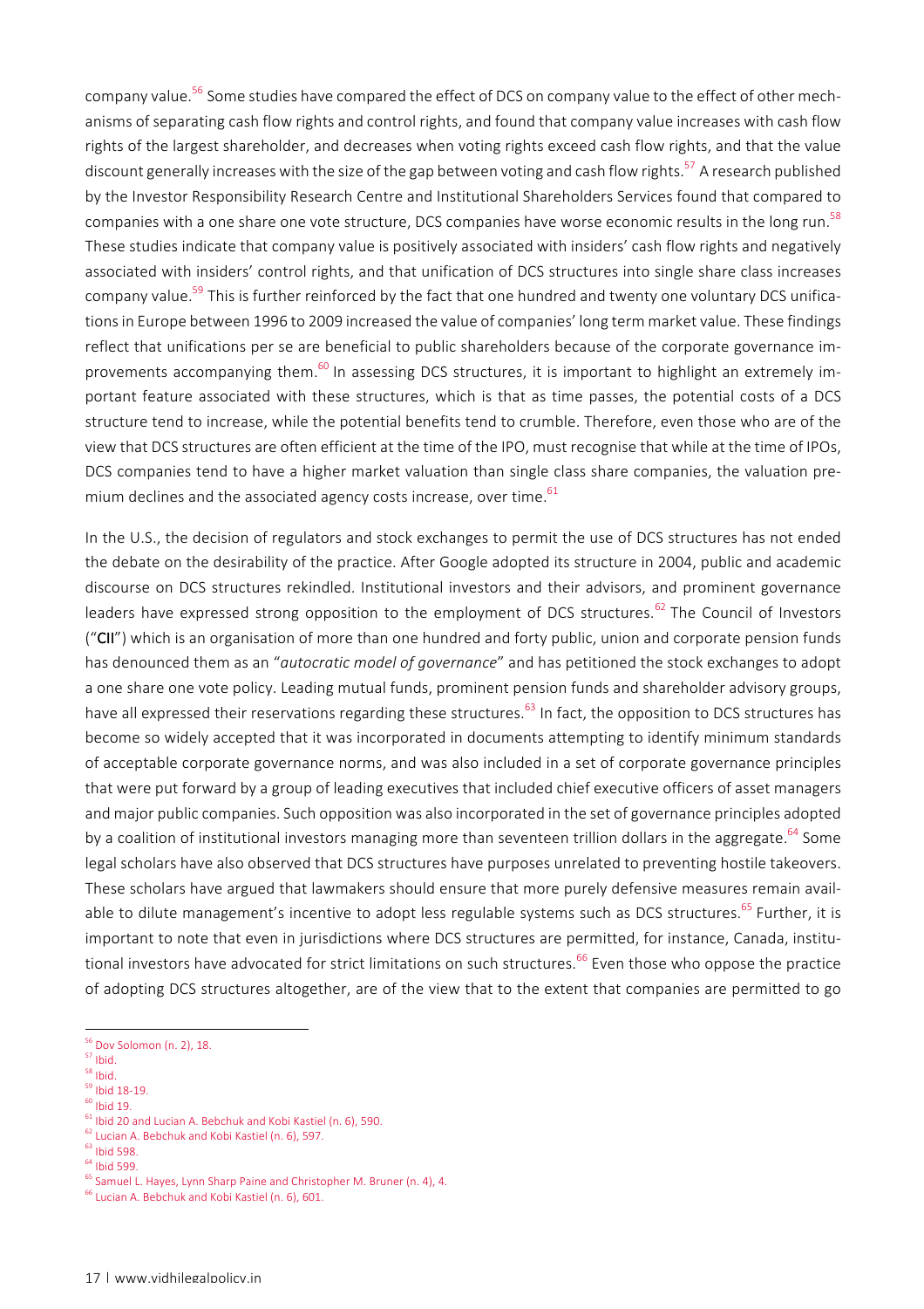company value.[56] Some studies have compared the effect of DCS on company value to the effect of other mechanisms of separating cash flow rights and control rights, and found that company value increases with cash flow rights of the largest shareholder, and decreases when voting rights exceed cash flow rights, and that the value discount generally increases with the size of the gap between voting and cash flow rights.[57] A research published by the Investor Responsibility Research Centre and Institutional Shareholders Services found that compared to companies with a one share one vote structure, DCS companies have worse economic results in the long run.[58] These studies indicate that company value is positively associated with insiders' cash flow rights and negatively associated with insiders' control rights, and that unification of DCS structures into single share class increases company value.[59] This is further reinforced by the fact that one hundred and twenty one voluntary DCS unifications in Europe between 1996 to 2009 increased the value of companies' long term market value. These findings reflect that unifications per se are beneficial to public shareholders because of the corporate governance improvements accompanying them.[60] In assessing DCS structures, it is important to highlight an extremely important feature associated with these structures, which is that as time passes, the potential costs of a DCS structure tend to increase, while the potential benefits tend to crumble. Therefore, even those who are of the view that DCS structures are often efficient at the time of the IPO, must recognise that while at the time of IPOs, DCS companies tend to have a higher market valuation than single class share companies, the valuation premium declines and the associated agency costs increase, over time.[61]

In the U.S., the decision of regulators and stock exchanges to permit the use of DCS structures has not ended the debate on the desirability of the practice. After Google adopted its structure in 2004, public and academic discourse on DCS structures rekindled. Institutional investors and their advisors, and prominent governance leaders have expressed strong opposition to the employment of DCS structures.[62] The Council of Investors ("**CII**") which is an organisation of more than one hundred and forty public, union and corporate pension funds has denounced them as an "*autocratic model of governance*" and has petitioned the stock exchanges to adopt a one share one vote policy. Leading mutual funds, prominent pension funds and shareholder advisory groups, have all expressed their reservations regarding these structures.[63] In fact, the opposition to DCS structures has become so widely accepted that it was incorporated in documents attempting to identify minimum standards of acceptable corporate governance norms, and was also included in a set of corporate governance principles that were put forward by a group of leading executives that included chief executive officers of asset managers and major public companies. Such opposition was also incorporated in the set of governance principles adopted by a coalition of institutional investors managing more than seventeen trillion dollars in the aggregate.[64] Some legal scholars have also observed that DCS structures have purposes unrelated to preventing hostile takeovers. These scholars have argued that lawmakers should ensure that more purely defensive measures remain available to dilute management's incentive to adopt less regulable systems such as DCS structures.[65] Further, it is important to note that even in jurisdictions where DCS structures are permitted, for instance, Canada, institutional investors have advocated for strict limitations on such structures.[66] Even those who oppose the practice of adopting DCS structures altogether, are of the view that to the extent that companies are permitted to go

---

[56] Dov Solomon (n. 2), 18.
[57] Ibid.
[58] Ibid.
[59] Ibid 18-19.
[60] Ibid 19.
[61] Ibid 20 and Lucian A. Bebchuk and Kobi Kastiel (n. 6), 590.
[62] Lucian A. Bebchuk and Kobi Kastiel (n. 6), 597.
[63] Ibid 598.
[64] Ibid 599.
[65] Samuel L. Hayes, Lynn Sharp Paine and Christopher M. Bruner (n. 4), 4.
[66] Lucian A. Bebchuk and Kobi Kastiel (n. 6), 601.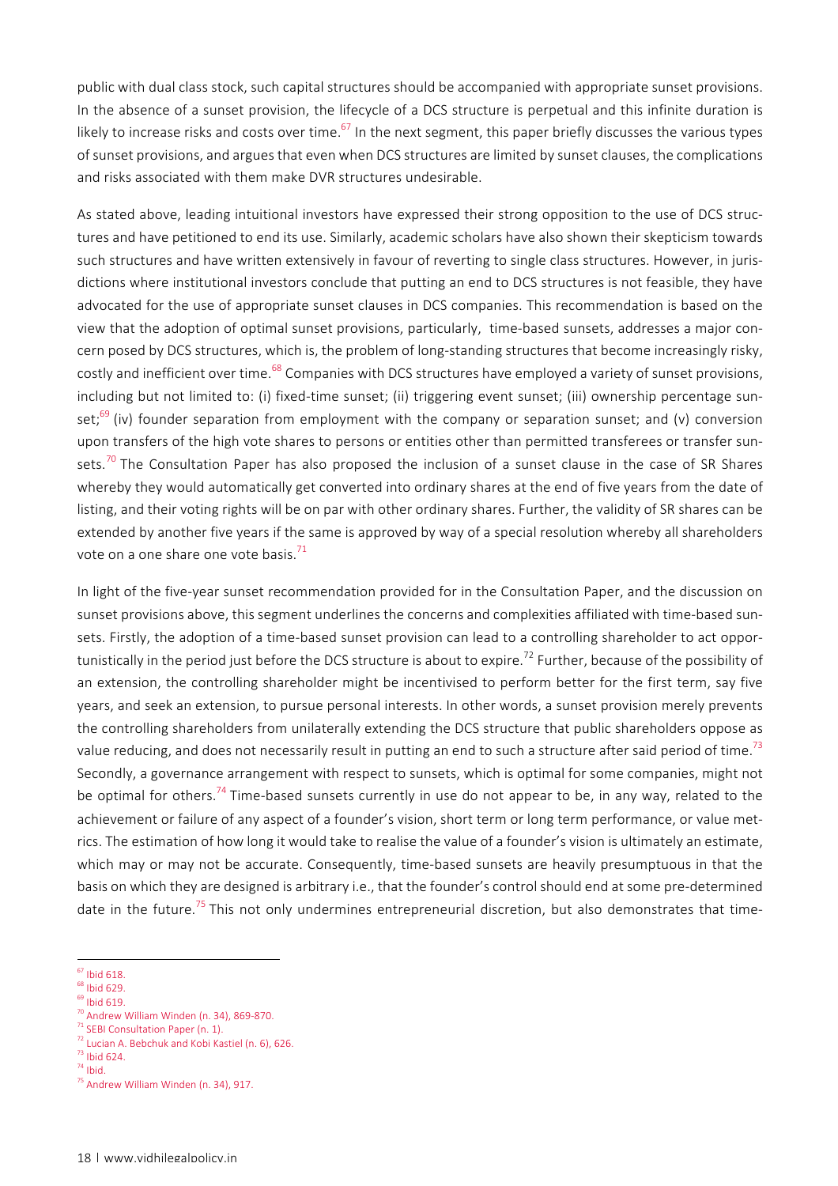public with dual class stock, such capital structures should be accompanied with appropriate sunset provisions. In the absence of a sunset provision, the lifecycle of a DCS structure is perpetual and this infinite duration is likely to increase risks and costs over time.[67] In the next segment, this paper briefly discusses the various types of sunset provisions, and argues that even when DCS structures are limited by sunset clauses, the complications and risks associated with them make DVR structures undesirable.

As stated above, leading intuitional investors have expressed their strong opposition to the use of DCS structures and have petitioned to end its use. Similarly, academic scholars have also shown their skepticism towards such structures and have written extensively in favour of reverting to single class structures. However, in jurisdictions where institutional investors conclude that putting an end to DCS structures is not feasible, they have advocated for the use of appropriate sunset clauses in DCS companies. This recommendation is based on the view that the adoption of optimal sunset provisions, particularly, time-based sunsets, addresses a major concern posed by DCS structures, which is, the problem of long-standing structures that become increasingly risky, costly and inefficient over time.[68] Companies with DCS structures have employed a variety of sunset provisions, including but not limited to: (i) fixed-time sunset; (ii) triggering event sunset; (iii) ownership percentage sunset;[69] (iv) founder separation from employment with the company or separation sunset; and (v) conversion upon transfers of the high vote shares to persons or entities other than permitted transferees or transfer sunsets.[70] The Consultation Paper has also proposed the inclusion of a sunset clause in the case of SR Shares whereby they would automatically get converted into ordinary shares at the end of five years from the date of listing, and their voting rights will be on par with other ordinary shares. Further, the validity of SR shares can be extended by another five years if the same is approved by way of a special resolution whereby all shareholders vote on a one share one vote basis.[71]

In light of the five-year sunset recommendation provided for in the Consultation Paper, and the discussion on sunset provisions above, this segment underlines the concerns and complexities affiliated with time-based sunsets. Firstly, the adoption of a time-based sunset provision can lead to a controlling shareholder to act opportunistically in the period just before the DCS structure is about to expire.[72] Further, because of the possibility of an extension, the controlling shareholder might be incentivised to perform better for the first term, say five years, and seek an extension, to pursue personal interests. In other words, a sunset provision merely prevents the controlling shareholders from unilaterally extending the DCS structure that public shareholders oppose as value reducing, and does not necessarily result in putting an end to such a structure after said period of time.[73] Secondly, a governance arrangement with respect to sunsets, which is optimal for some companies, might not be optimal for others.[74] Time-based sunsets currently in use do not appear to be, in any way, related to the achievement or failure of any aspect of a founder's vision, short term or long term performance, or value metrics. The estimation of how long it would take to realise the value of a founder's vision is ultimately an estimate, which may or may not be accurate. Consequently, time-based sunsets are heavily presumptuous in that the basis on which they are designed is arbitrary i.e., that the founder's control should end at some pre-determined date in the future.[75] This not only undermines entrepreneurial discretion, but also demonstrates that time-

---

[67] Ibid 618.
[68] Ibid 629.
[69] Ibid 619.
[70] Andrew William Winden (n. 34), 869-870.
[71] SEBI Consultation Paper (n. 1).
[72] Lucian A. Bebchuk and Kobi Kastiel (n. 6), 626.
[73] Ibid 624.
[74] Ibid.
[75] Andrew William Winden (n. 34), 917.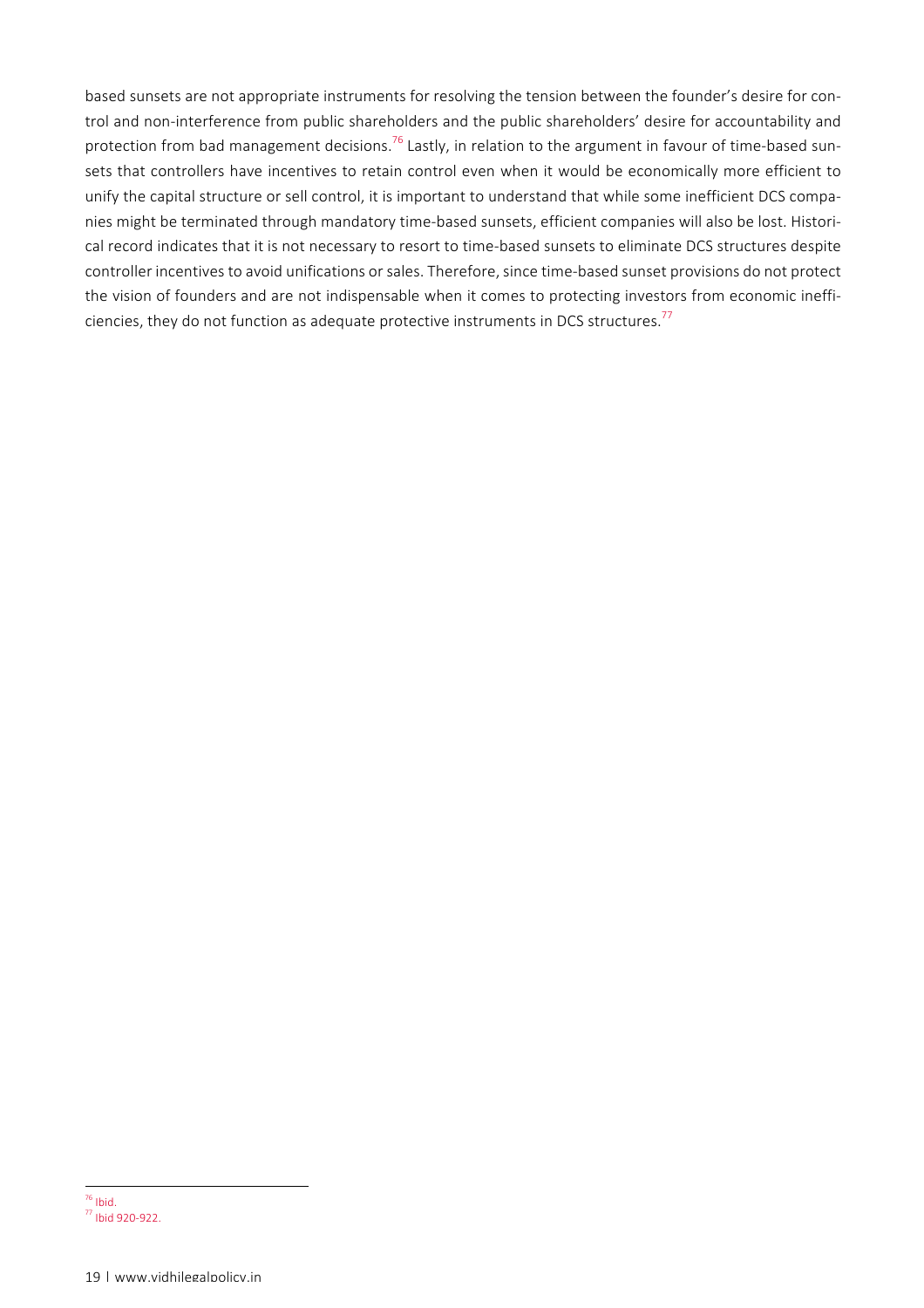based sunsets are not appropriate instruments for resolving the tension between the founder's desire for control and non-interference from public shareholders and the public shareholders' desire for accountability and protection from bad management decisions.[76] Lastly, in relation to the argument in favour of time-based sunsets that controllers have incentives to retain control even when it would be economically more efficient to unify the capital structure or sell control, it is important to understand that while some inefficient DCS companies might be terminated through mandatory time-based sunsets, efficient companies will also be lost. Historical record indicates that it is not necessary to resort to time-based sunsets to eliminate DCS structures despite controller incentives to avoid unifications or sales. Therefore, since time-based sunset provisions do not protect the vision of founders and are not indispensable when it comes to protecting investors from economic inefficiencies, they do not function as adequate protective instruments in DCS structures.[77]

---

[76] Ibid.

[77] Ibid 920-922.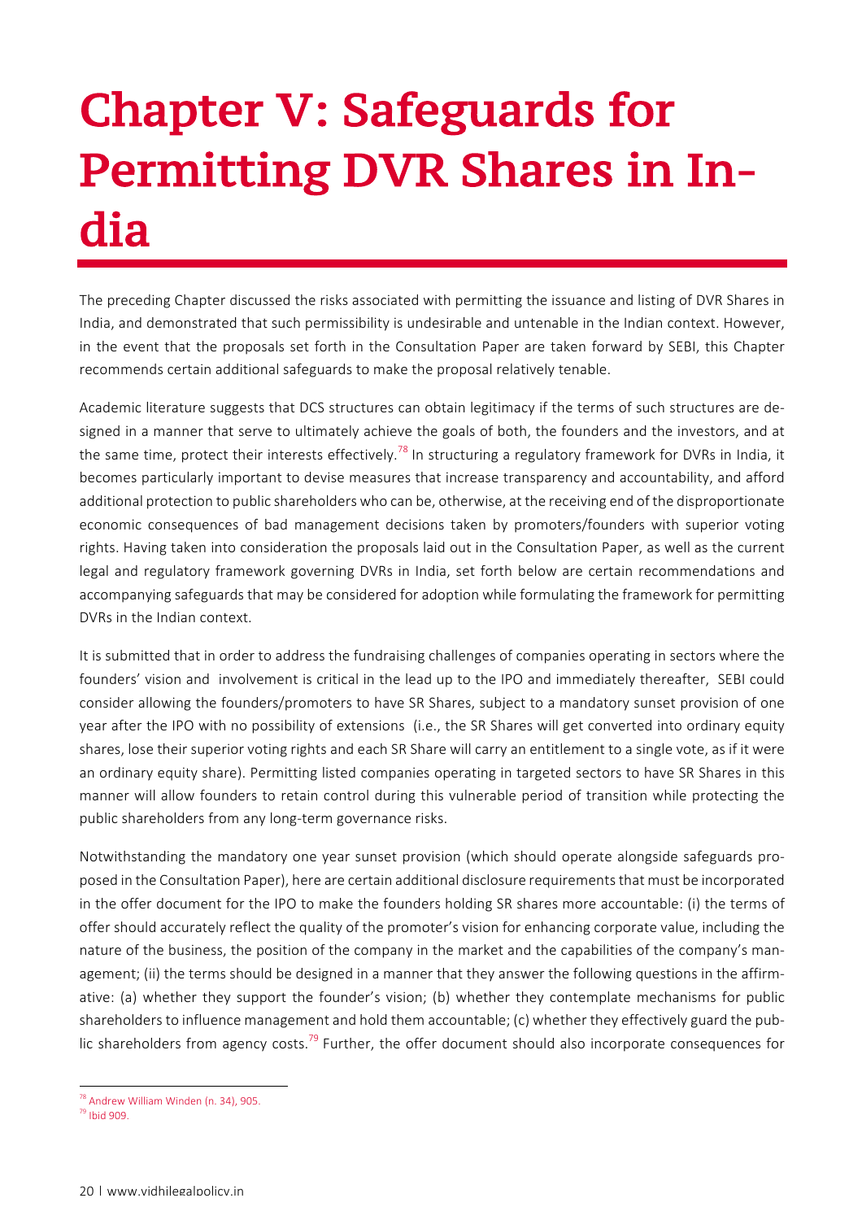# Chapter V: Safeguards for Permitting DVR Shares in India

The preceding Chapter discussed the risks associated with permitting the issuance and listing of DVR Shares in India, and demonstrated that such permissibility is undesirable and untenable in the Indian context. However, in the event that the proposals set forth in the Consultation Paper are taken forward by SEBI, this Chapter recommends certain additional safeguards to make the proposal relatively tenable.

Academic literature suggests that DCS structures can obtain legitimacy if the terms of such structures are designed in a manner that serve to ultimately achieve the goals of both, the founders and the investors, and at the same time, protect their interests effectively.[78] In structuring a regulatory framework for DVRs in India, it becomes particularly important to devise measures that increase transparency and accountability, and afford additional protection to public shareholders who can be, otherwise, at the receiving end of the disproportionate economic consequences of bad management decisions taken by promoters/founders with superior voting rights. Having taken into consideration the proposals laid out in the Consultation Paper, as well as the current legal and regulatory framework governing DVRs in India, set forth below are certain recommendations and accompanying safeguards that may be considered for adoption while formulating the framework for permitting DVRs in the Indian context.

It is submitted that in order to address the fundraising challenges of companies operating in sectors where the founders' vision and involvement is critical in the lead up to the IPO and immediately thereafter, SEBI could consider allowing the founders/promoters to have SR Shares, subject to a mandatory sunset provision of one year after the IPO with no possibility of extensions (i.e., the SR Shares will get converted into ordinary equity shares, lose their superior voting rights and each SR Share will carry an entitlement to a single vote, as if it were an ordinary equity share). Permitting listed companies operating in targeted sectors to have SR Shares in this manner will allow founders to retain control during this vulnerable period of transition while protecting the public shareholders from any long-term governance risks.

Notwithstanding the mandatory one year sunset provision (which should operate alongside safeguards proposed in the Consultation Paper), here are certain additional disclosure requirements that must be incorporated in the offer document for the IPO to make the founders holding SR shares more accountable: (i) the terms of offer should accurately reflect the quality of the promoter's vision for enhancing corporate value, including the nature of the business, the position of the company in the market and the capabilities of the company's management; (ii) the terms should be designed in a manner that they answer the following questions in the affirmative: (a) whether they support the founder's vision; (b) whether they contemplate mechanisms for public shareholders to influence management and hold them accountable; (c) whether they effectively guard the public shareholders from agency costs.[79] Further, the offer document should also incorporate consequences for

[78] Andrew William Winden (n. 34), 905.

[79] Ibid 909.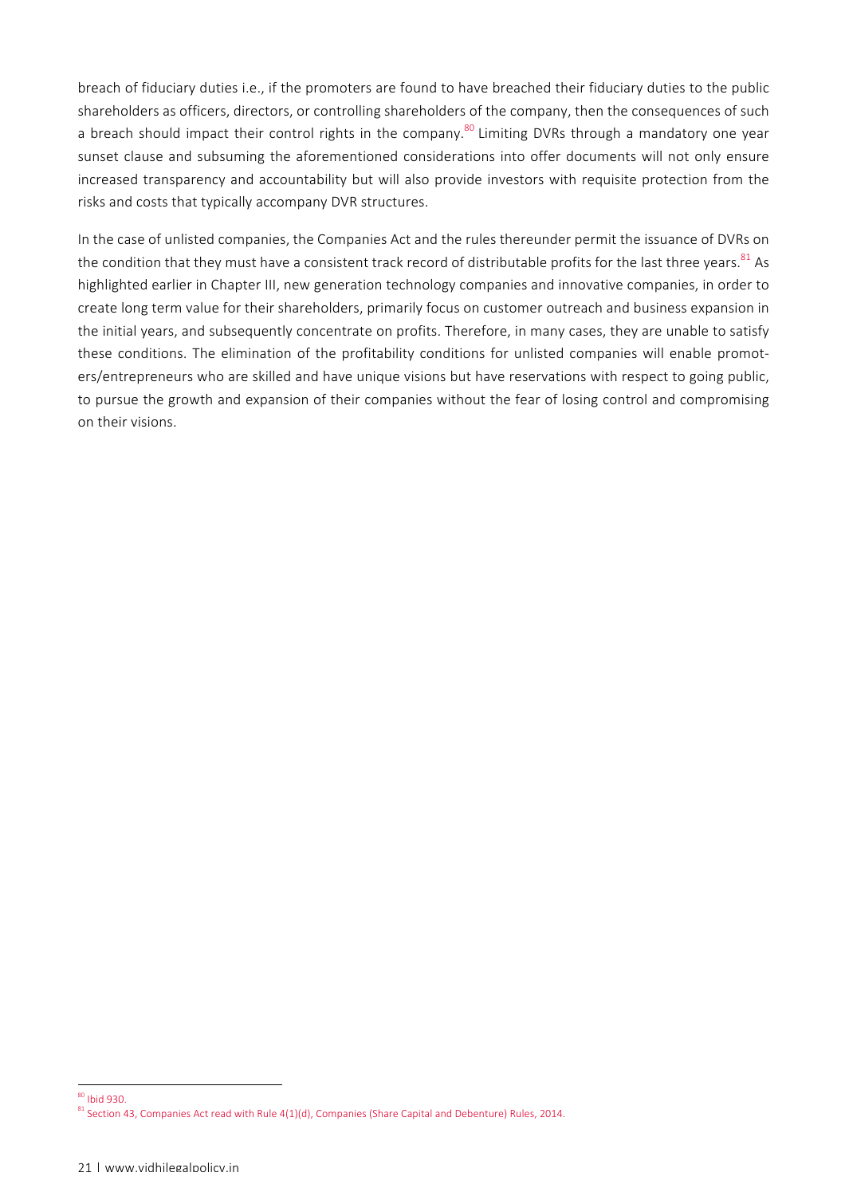breach of fiduciary duties i.e., if the promoters are found to have breached their fiduciary duties to the public shareholders as officers, directors, or controlling shareholders of the company, then the consequences of such a breach should impact their control rights in the company.[80] Limiting DVRs through a mandatory one year sunset clause and subsuming the aforementioned considerations into offer documents will not only ensure increased transparency and accountability but will also provide investors with requisite protection from the risks and costs that typically accompany DVR structures.

In the case of unlisted companies, the Companies Act and the rules thereunder permit the issuance of DVRs on the condition that they must have a consistent track record of distributable profits for the last three years.[81] As highlighted earlier in Chapter III, new generation technology companies and innovative companies, in order to create long term value for their shareholders, primarily focus on customer outreach and business expansion in the initial years, and subsequently concentrate on profits. Therefore, in many cases, they are unable to satisfy these conditions. The elimination of the profitability conditions for unlisted companies will enable promoters/entrepreneurs who are skilled and have unique visions but have reservations with respect to going public, to pursue the growth and expansion of their companies without the fear of losing control and compromising on their visions.

---

[80] Ibid 930.

[81] Section 43, Companies Act read with Rule 4(1)(d), Companies (Share Capital and Debenture) Rules, 2014.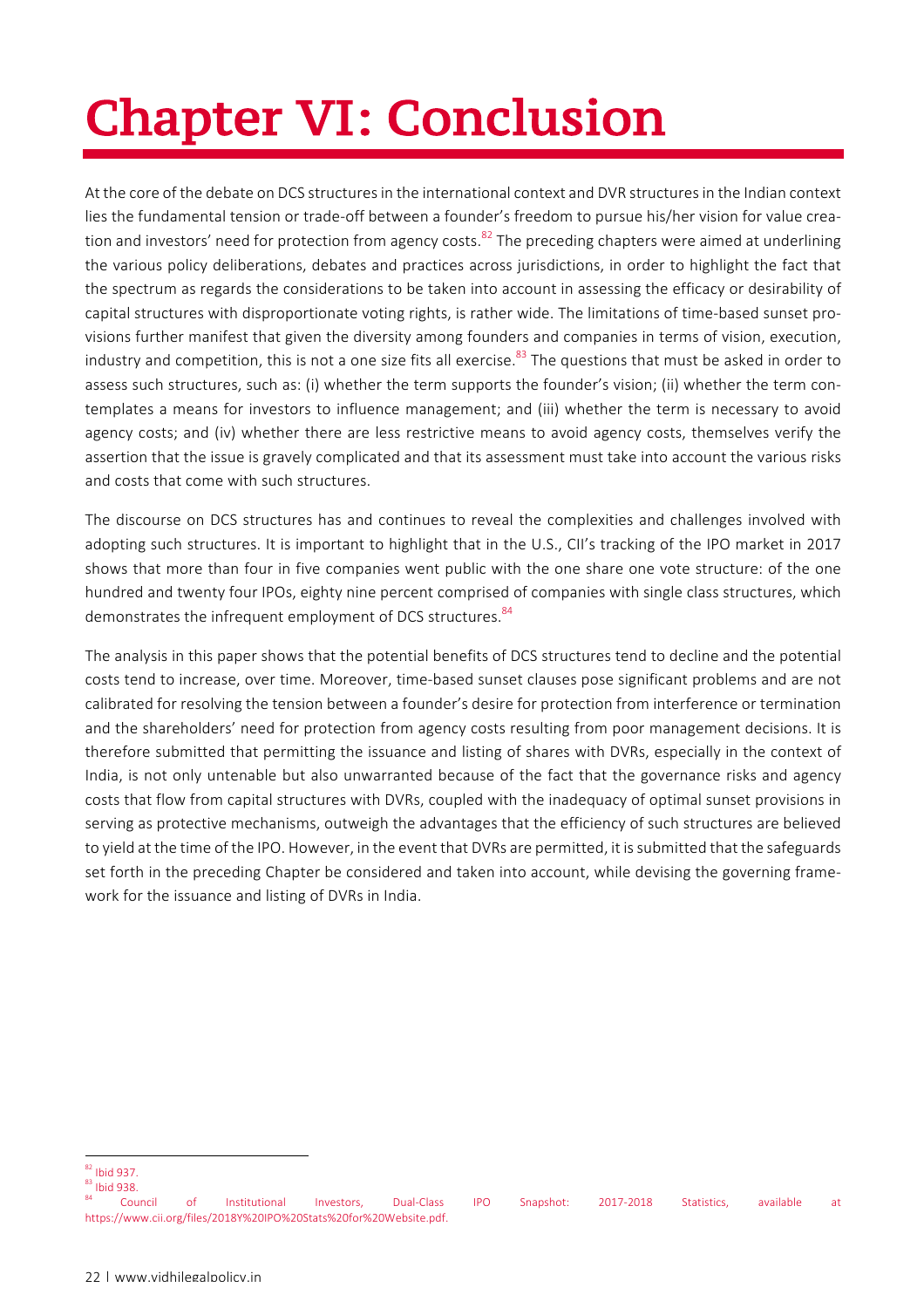# Chapter VI: Conclusion

At the core of the debate on DCS structures in the international context and DVR structures in the Indian context lies the fundamental tension or trade-off between a founder's freedom to pursue his/her vision for value creation and investors' need for protection from agency costs.[82] The preceding chapters were aimed at underlining the various policy deliberations, debates and practices across jurisdictions, in order to highlight the fact that the spectrum as regards the considerations to be taken into account in assessing the efficacy or desirability of capital structures with disproportionate voting rights, is rather wide. The limitations of time-based sunset provisions further manifest that given the diversity among founders and companies in terms of vision, execution, industry and competition, this is not a one size fits all exercise.[83] The questions that must be asked in order to assess such structures, such as: (i) whether the term supports the founder's vision; (ii) whether the term contemplates a means for investors to influence management; and (iii) whether the term is necessary to avoid agency costs; and (iv) whether there are less restrictive means to avoid agency costs, themselves verify the assertion that the issue is gravely complicated and that its assessment must take into account the various risks and costs that come with such structures.

The discourse on DCS structures has and continues to reveal the complexities and challenges involved with adopting such structures. It is important to highlight that in the U.S., CII's tracking of the IPO market in 2017 shows that more than four in five companies went public with the one share one vote structure: of the one hundred and twenty four IPOs, eighty nine percent comprised of companies with single class structures, which demonstrates the infrequent employment of DCS structures.[84]

The analysis in this paper shows that the potential benefits of DCS structures tend to decline and the potential costs tend to increase, over time. Moreover, time-based sunset clauses pose significant problems and are not calibrated for resolving the tension between a founder's desire for protection from interference or termination and the shareholders' need for protection from agency costs resulting from poor management decisions. It is therefore submitted that permitting the issuance and listing of shares with DVRs, especially in the context of India, is not only untenable but also unwarranted because of the fact that the governance risks and agency costs that flow from capital structures with DVRs, coupled with the inadequacy of optimal sunset provisions in serving as protective mechanisms, outweigh the advantages that the efficiency of such structures are believed to yield at the time of the IPO. However, in the event that DVRs are permitted, it is submitted that the safeguards set forth in the preceding Chapter be considered and taken into account, while devising the governing framework for the issuance and listing of DVRs in India.

---

[82] Ibid 937.

[83] Ibid 938.

[84] Council of Institutional Investors, Dual-Class IPO Snapshot: 2017-2018 Statistics, available at https://www.cii.org/files/2018Y%20IPO%20Stats%20for%20Website.pdf.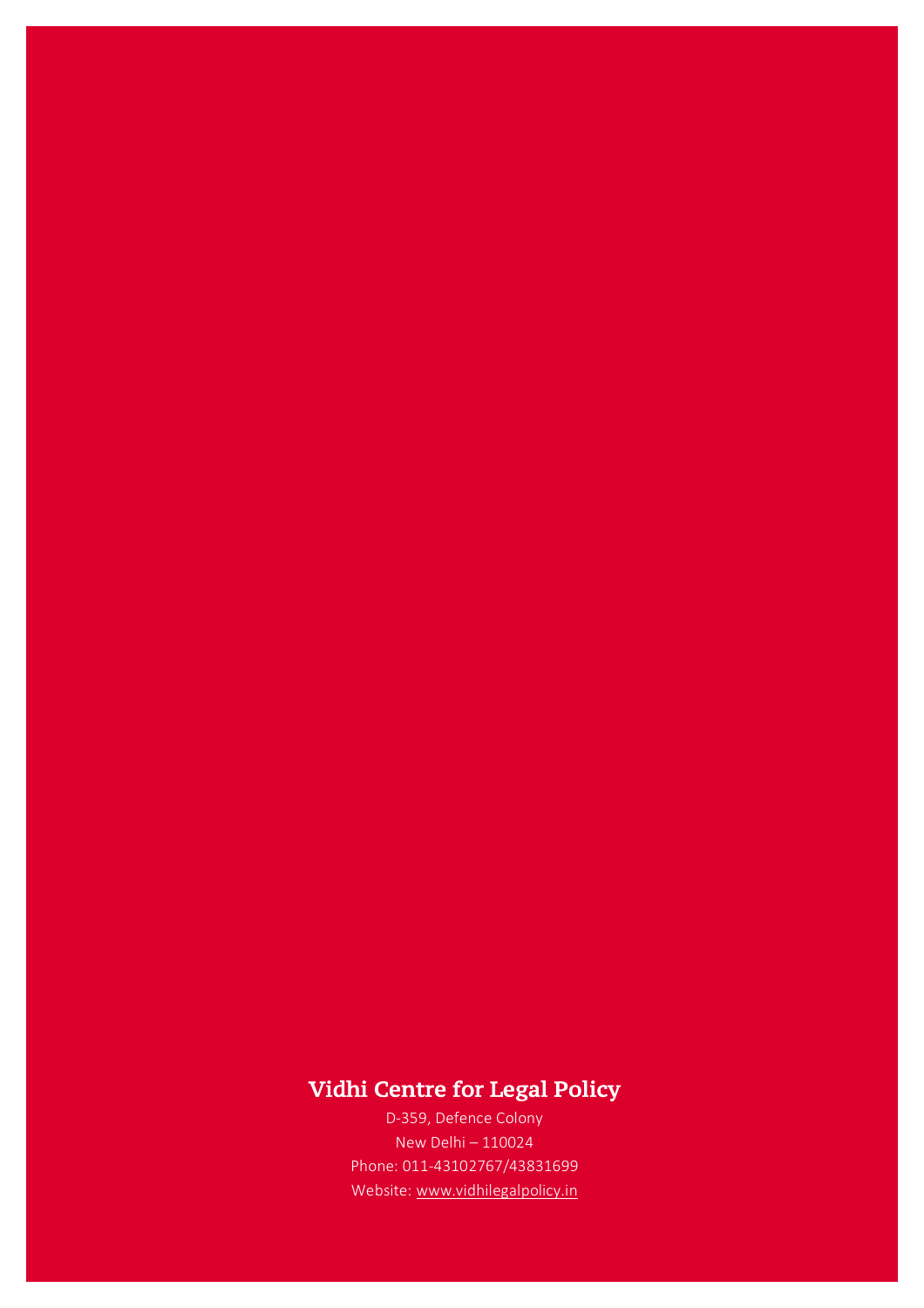**Vidhi Centre for Legal Policy**

D-359, Defence Colony

New Delhi – 110024

Phone: 011-43102767/43831699

Website: www.vidhilegalpolicy.in